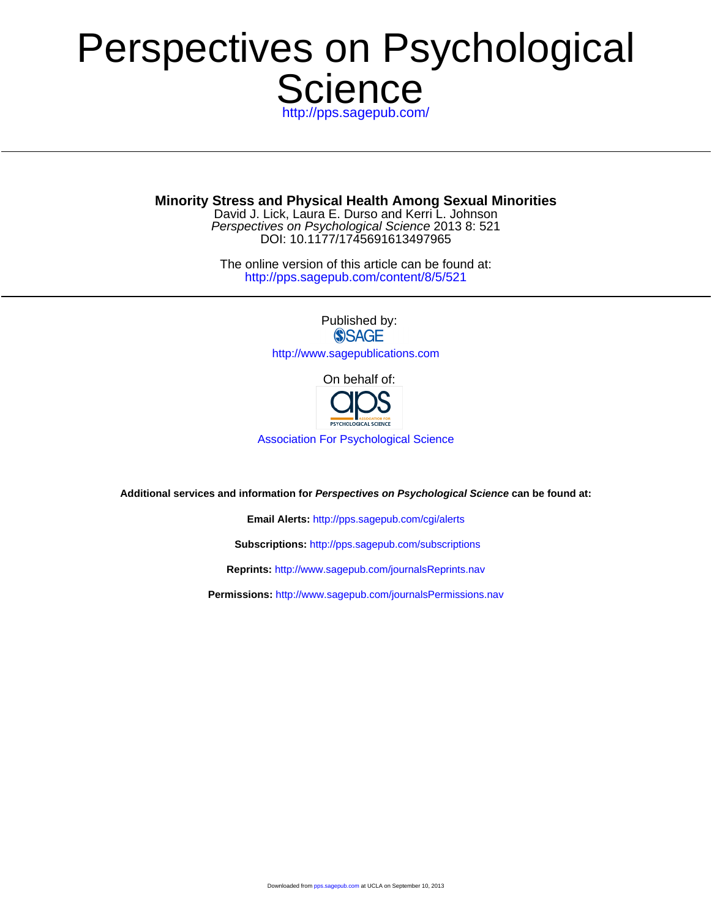# Perspectives on Psychological Science

http://pps.sagepub.com/

---

**Minority Stress and Physical Health Among Sexual Minorities**

David J. Lick, Laura E. Durso and Kerri L. Johnson

*Perspectives on Psychological Science* 2013 8: 521

DOI: 10.1177/1745691613497965

The online version of this article can be found at:

http://pps.sagepub.com/content/8/5/521

---

Published by:

SAGE

http://www.sagepublications.com

On behalf of:

aps ASSOCIATION FOR PSYCHOLOGICAL SCIENCE

Association For Psychological Science

**Additional services and information for *Perspectives on Psychological Science* can be found at:**

**Email Alerts:** http://pps.sagepub.com/cgi/alerts

**Subscriptions:** http://pps.sagepub.com/subscriptions

**Reprints:** http://www.sagepub.com/journalsReprints.nav

**Permissions:** http://www.sagepub.com/journalsPermissions.nav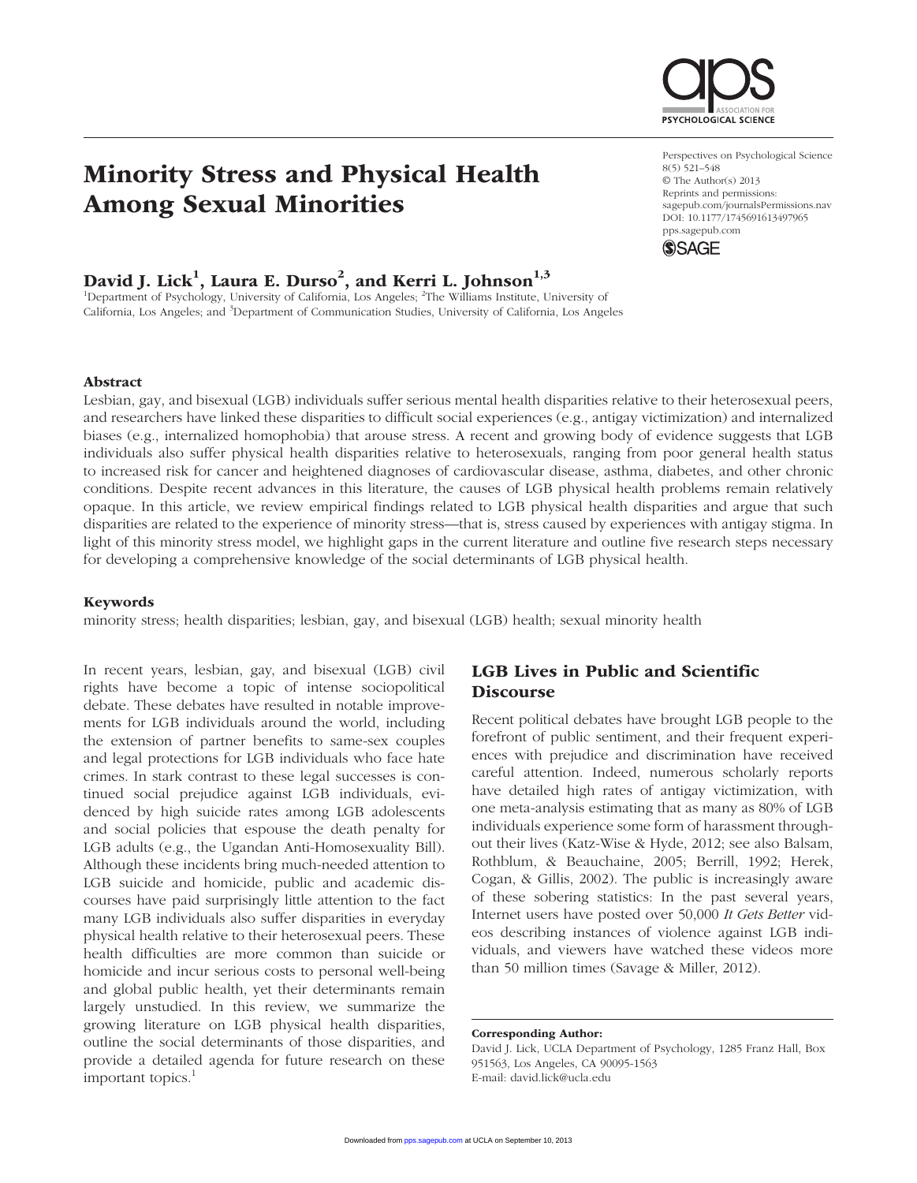# Minority Stress and Physical Health Among Sexual Minorities

**David J. Lick[1], Laura E. Durso[2], and Kerri L. Johnson[1,3]**

[1]Department of Psychology, University of California, Los Angeles; [2]The Williams Institute, University of California, Los Angeles; and [3]Department of Communication Studies, University of California, Los Angeles

## Abstract

Lesbian, gay, and bisexual (LGB) individuals suffer serious mental health disparities relative to their heterosexual peers, and researchers have linked these disparities to difficult social experiences (e.g., antigay victimization) and internalized biases (e.g., internalized homophobia) that arouse stress. A recent and growing body of evidence suggests that LGB individuals also suffer physical health disparities relative to heterosexuals, ranging from poor general health status to increased risk for cancer and heightened diagnoses of cardiovascular disease, asthma, diabetes, and other chronic conditions. Despite recent advances in this literature, the causes of LGB physical health problems remain relatively opaque. In this article, we review empirical findings related to LGB physical health disparities and argue that such disparities are related to the experience of minority stress—that is, stress caused by experiences with antigay stigma. In light of this minority stress model, we highlight gaps in the current literature and outline five research steps necessary for developing a comprehensive knowledge of the social determinants of LGB physical health.

### Keywords

minority stress; health disparities; lesbian, gay, and bisexual (LGB) health; sexual minority health

In recent years, lesbian, gay, and bisexual (LGB) civil rights have become a topic of intense sociopolitical debate. These debates have resulted in notable improvements for LGB individuals around the world, including the extension of partner benefits to same-sex couples and legal protections for LGB individuals who face hate crimes. In stark contrast to these legal successes is continued social prejudice against LGB individuals, evidenced by high suicide rates among LGB adolescents and social policies that espouse the death penalty for LGB adults (e.g., the Ugandan Anti-Homosexuality Bill). Although these incidents bring much-needed attention to LGB suicide and homicide, public and academic discourses have paid surprisingly little attention to the fact many LGB individuals also suffer disparities in everyday physical health relative to their heterosexual peers. These health difficulties are more common than suicide or homicide and incur serious costs to personal well-being and global public health, yet their determinants remain largely unstudied. In this review, we summarize the growing literature on LGB physical health disparities, outline the social determinants of those disparities, and provide a detailed agenda for future research on these important topics.[1]

## LGB Lives in Public and Scientific Discourse

Recent political debates have brought LGB people to the forefront of public sentiment, and their frequent experiences with prejudice and discrimination have received careful attention. Indeed, numerous scholarly reports have detailed high rates of antigay victimization, with one meta-analysis estimating that as many as 80% of LGB individuals experience some form of harassment throughout their lives (Katz-Wise & Hyde, 2012; see also Balsam, Rothblum, & Beauchaine, 2005; Berrill, 1992; Herek, Cogan, & Gillis, 2002). The public is increasingly aware of these sobering statistics: In the past several years, Internet users have posted over 50,000 *It Gets Better* videos describing instances of violence against LGB individuals, and viewers have watched these videos more than 50 million times (Savage & Miller, 2012).

**Corresponding Author:**
David J. Lick, UCLA Department of Psychology, 1285 Franz Hall, Box 951563, Los Angeles, CA 90095-1563
E-mail: david.lick@ucla.edu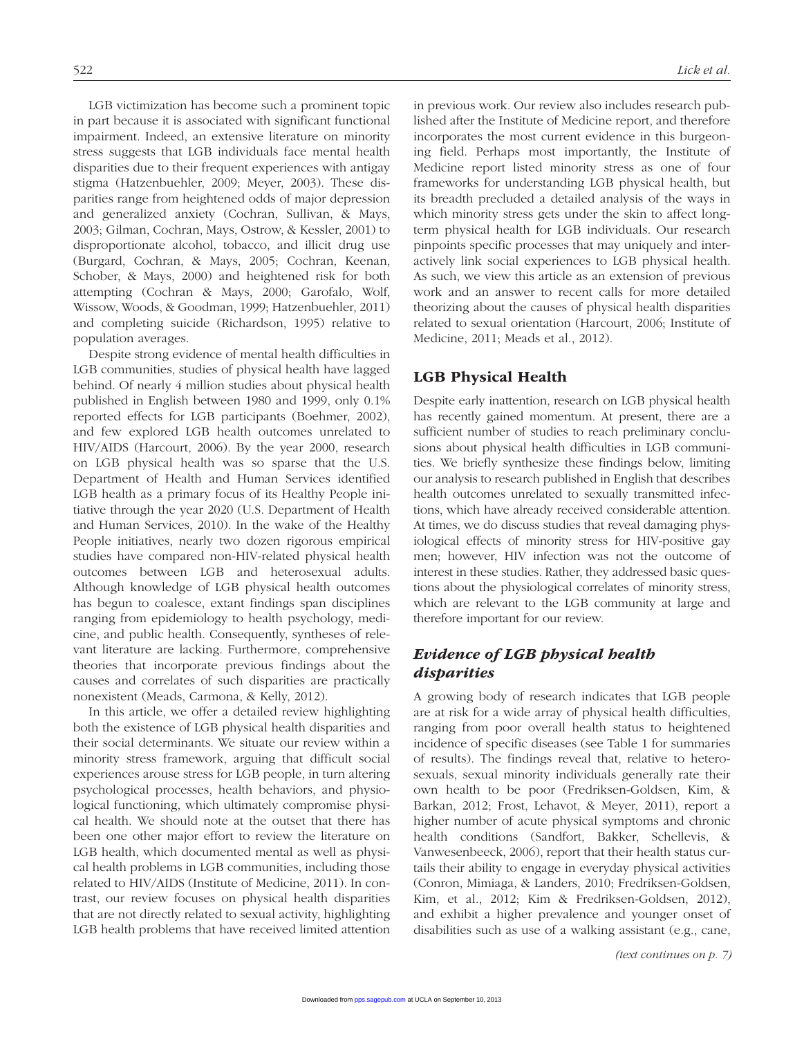LGB victimization has become such a prominent topic in part because it is associated with significant functional impairment. Indeed, an extensive literature on minority stress suggests that LGB individuals face mental health disparities due to their frequent experiences with antigay stigma (Hatzenbuehler, 2009; Meyer, 2003). These disparities range from heightened odds of major depression and generalized anxiety (Cochran, Sullivan, & Mays, 2003; Gilman, Cochran, Mays, Ostrow, & Kessler, 2001) to disproportionate alcohol, tobacco, and illicit drug use (Burgard, Cochran, & Mays, 2005; Cochran, Keenan, Schober, & Mays, 2000) and heightened risk for both attempting (Cochran & Mays, 2000; Garofalo, Wolf, Wissow, Woods, & Goodman, 1999; Hatzenbuehler, 2011) and completing suicide (Richardson, 1995) relative to population averages.

Despite strong evidence of mental health difficulties in LGB communities, studies of physical health have lagged behind. Of nearly 4 million studies about physical health published in English between 1980 and 1999, only 0.1% reported effects for LGB participants (Boehmer, 2002), and few explored LGB health outcomes unrelated to HIV/AIDS (Harcourt, 2006). By the year 2000, research on LGB physical health was so sparse that the U.S. Department of Health and Human Services identified LGB health as a primary focus of its Healthy People initiative through the year 2020 (U.S. Department of Health and Human Services, 2010). In the wake of the Healthy People initiatives, nearly two dozen rigorous empirical studies have compared non-HIV-related physical health outcomes between LGB and heterosexual adults. Although knowledge of LGB physical health outcomes has begun to coalesce, extant findings span disciplines ranging from epidemiology to health psychology, medicine, and public health. Consequently, syntheses of relevant literature are lacking. Furthermore, comprehensive theories that incorporate previous findings about the causes and correlates of such disparities are practically nonexistent (Meads, Carmona, & Kelly, 2012).

In this article, we offer a detailed review highlighting both the existence of LGB physical health disparities and their social determinants. We situate our review within a minority stress framework, arguing that difficult social experiences arouse stress for LGB people, in turn altering psychological processes, health behaviors, and physiological functioning, which ultimately compromise physical health. We should note at the outset that there has been one other major effort to review the literature on LGB health, which documented mental as well as physical health problems in LGB communities, including those related to HIV/AIDS (Institute of Medicine, 2011). In contrast, our review focuses on physical health disparities that are not directly related to sexual activity, highlighting LGB health problems that have received limited attention in previous work. Our review also includes research published after the Institute of Medicine report, and therefore incorporates the most current evidence in this burgeoning field. Perhaps most importantly, the Institute of Medicine report listed minority stress as one of four frameworks for understanding LGB physical health, but its breadth precluded a detailed analysis of the ways in which minority stress gets under the skin to affect long-term physical health for LGB individuals. Our research pinpoints specific processes that may uniquely and interactively link social experiences to LGB physical health. As such, we view this article as an extension of previous work and an answer to recent calls for more detailed theorizing about the causes of physical health disparities related to sexual orientation (Harcourt, 2006; Institute of Medicine, 2011; Meads et al., 2012).

## LGB Physical Health

Despite early inattention, research on LGB physical health has recently gained momentum. At present, there are a sufficient number of studies to reach preliminary conclusions about physical health difficulties in LGB communities. We briefly synthesize these findings below, limiting our analysis to research published in English that describes health outcomes unrelated to sexually transmitted infections, which have already received considerable attention. At times, we do discuss studies that reveal damaging physiological effects of minority stress for HIV-positive gay men; however, HIV infection was not the outcome of interest in these studies. Rather, they addressed basic questions about the physiological correlates of minority stress, which are relevant to the LGB community at large and therefore important for our review.

### *Evidence of LGB physical health disparities*

A growing body of research indicates that LGB people are at risk for a wide array of physical health difficulties, ranging from poor overall health status to heightened incidence of specific diseases (see Table 1 for summaries of results). The findings reveal that, relative to heterosexuals, sexual minority individuals generally rate their own health to be poor (Fredriksen-Goldsen, Kim, & Barkan, 2012; Frost, Lehavot, & Meyer, 2011), report a higher number of acute physical symptoms and chronic health conditions (Sandfort, Bakker, Schellevis, & Vanwesenbeeck, 2006), report that their health status curtails their ability to engage in everyday physical activities (Conron, Mimiaga, & Landers, 2010; Fredriksen-Goldsen, Kim, et al., 2012; Kim & Fredriksen-Goldsen, 2012), and exhibit a higher prevalence and younger onset of disabilities such as use of a walking assistant (e.g., cane,

*(text continues on p. 7)*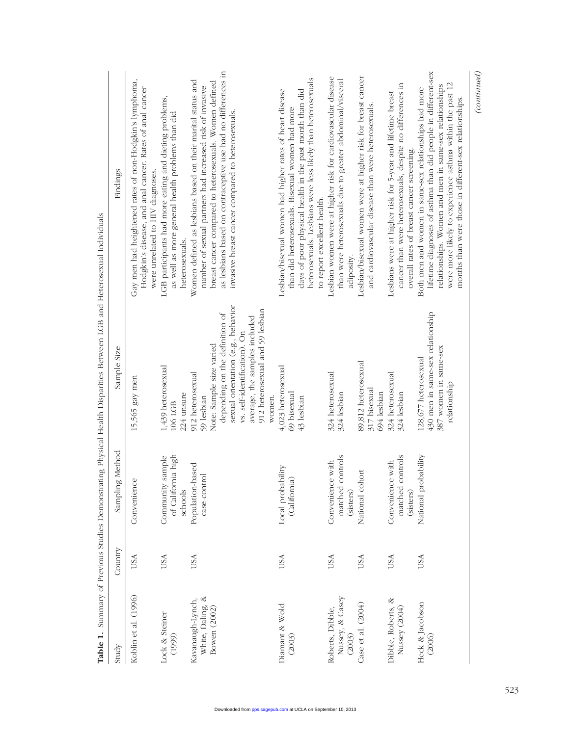**Table 1.** Summary of Previous Studies Demonstrating Physical Health Disparities Between LGB and Heterosexual Individuals

| Study | Country | Sampling Method | Sample Size | Findings |
|---|---|---|---|---|
| Koblin et al. (1996) | USA | Convenience | 15,565 gay men | Gay men had heightened rates of non-Hodgkin's lymphoma, Hodgkin's disease, and anal cancer. Rates of anal cancer were unrelated to HIV diagnoses. |
| Lock & Steiner (1999) | USA | Community sample of California high schools | 1,439 heterosexual<br>106 LGB<br>224 unsure | LGB participants had more eating and dieting problems, as well as more general health problems than did heterosexuals. |
| Kavanaugh-Lynch, White, Daling, & Bowen (2002) | USA | Population-based case-control | 912 heterosexual<br>59 lesbian<br>Note: Sample size varied depending on the definition of sexual orientation (e.g., behavior vs. self-identification). On average, the samples included 912 heterosexual and 59 lesbian women. | Women defined as lesbians based on their marital status and number of sexual partners had increased risk of invasive breast cancer compared to heterosexuals. Women defined as lesbians based on contraceptive use had no differences in invasive breast cancer compared to heterosexuals. |
| Diamant & Wold (2003) | USA | Local probability (California) | 4,023 heterosexual<br>69 bisexual<br>43 lesbian | Lesbian/bisexual women had higher rates of heart disease than did heterosexuals. Bisexual women had more days of poor physical health in the past month than did heterosexuals. Lesbians were less likely than heterosexuals to report excellent health. |
| Roberts, Dibble, Nussey, & Casey (2003) | USA | Convenience with matched controls (sisters) | 324 heterosexual<br>324 lesbian | Lesbian women were at higher risk for cardiovascular disease than were heterosexuals due to greater abdominal/visceral adiposity. |
| Case et al. (2004) | USA | National cohort | 89,812 heterosexual<br>317 bisexual<br>694 lesbian | Lesbian/bisexual women were at higher risk for breast cancer and cardiovascular disease than were heterosexuals. |
| Dibble, Roberts, & Nussey (2004) | USA | Convenience with matched controls (sisters) | 324 heterosexual<br>324 lesbian | Lesbians were at higher risk for 5-year and lifetime breast cancer than were heterosexuals, despite no differences in overall rates of breast cancer screening. |
| Heck & Jacobson (2006) | USA | National probability | 128,677 heterosexual<br>430 men in same-sex relationship<br>387 women in same-sex relationship | Both men and women in same-sex relationships had more lifetime diagnoses of asthma than did people in different-sex relationships. Women and men in same-sex relationships were more likely to experience asthma within the past 12 months than were those in different-sex relationships. |

*(continued)*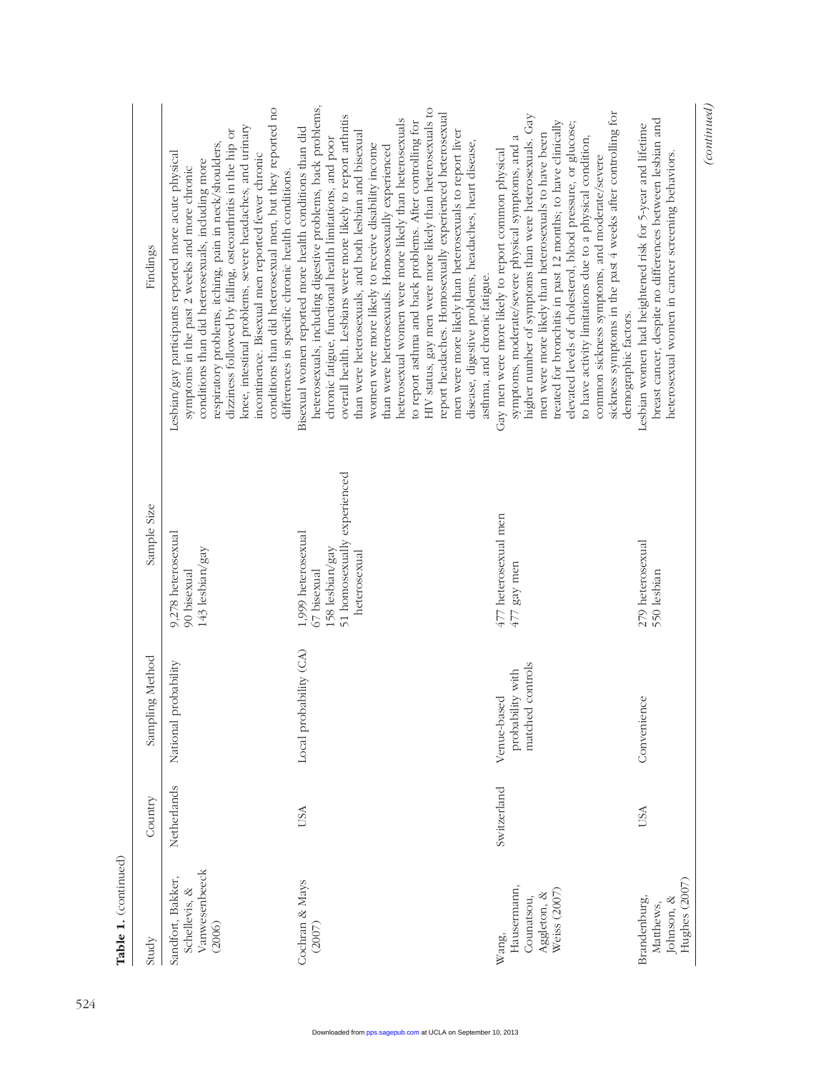**Table 1.** (continued)

| Study | Country | Sampling Method | Sample Size | Findings |
|---|---|---|---|---|
| Sandfort, Bakker, Schellevis, & Vanwesenbeeck (2006) | Netherlands | National probability | 9,278 heterosexual<br>90 bisexual<br>143 lesbian/gay | Lesbian/gay participants reported more acute physical symptoms in the past 2 weeks and more chronic conditions than did heterosexuals, including more respiratory problems, itching, pain in neck/shoulders, dizziness followed by falling, osteoarthritis in the hip or knee, intestinal problems, severe headaches, and urinary incontinence. Bisexual men reported fewer chronic conditions than did heterosexual men, but they reported no differences in specific chronic health conditions. |
| Cochran & Mays (2007) | USA | Local probability (CA) | 1,999 heterosexual<br>67 bisexual<br>158 lesbian/gay<br>51 homosexually experienced heterosexual | Bisexual women reported more health conditions than did heterosexuals, including digestive problems, back problems, chronic fatigue, functional health limitations, and poor overall health. Lesbians were more likely to report arthritis than were heterosexuals, and both lesbian and bisexual women were more likely to receive disability income than were heterosexuals. Homosexually experienced heterosexual women were more likely than heterosexuals to report asthma and back problems. After controlling for HIV status, gay men were more likely than heterosexuals to report headaches. Homosexually experienced heterosexual men were more likely than heterosexuals to report liver disease, digestive problems, headaches, heart disease, asthma, and chronic fatigue. |
| Wang, Hausermann, Counatsou, Aggleton, & Weiss (2007) | Switzerland | Venue-based probability with matched controls | 477 heterosexual men<br>477 gay men | Gay men were more likely to report common physical symptoms, moderate/severe physical symptoms, and a higher number of symptoms than were heterosexuals. Gay men were more likely than heterosexuals to have been treated for bronchitis in past 12 months; to have clinically elevated levels of cholesterol, blood pressure, or glucose; to have activity limitations due to a physical condition, common sickness symptoms, and moderate/severe sickness symptoms in the past 4 weeks after controlling for demographic factors. |
| Brandenburg, Matthews, Johnson, & Hughes (2007) | USA | Convenience | 279 heterosexual<br>550 lesbian | Lesbian women had heightened risk for 5-year and lifetime breast cancer, despite no differences between lesbian and heterosexual women in cancer screening behaviors. |

*(continued)*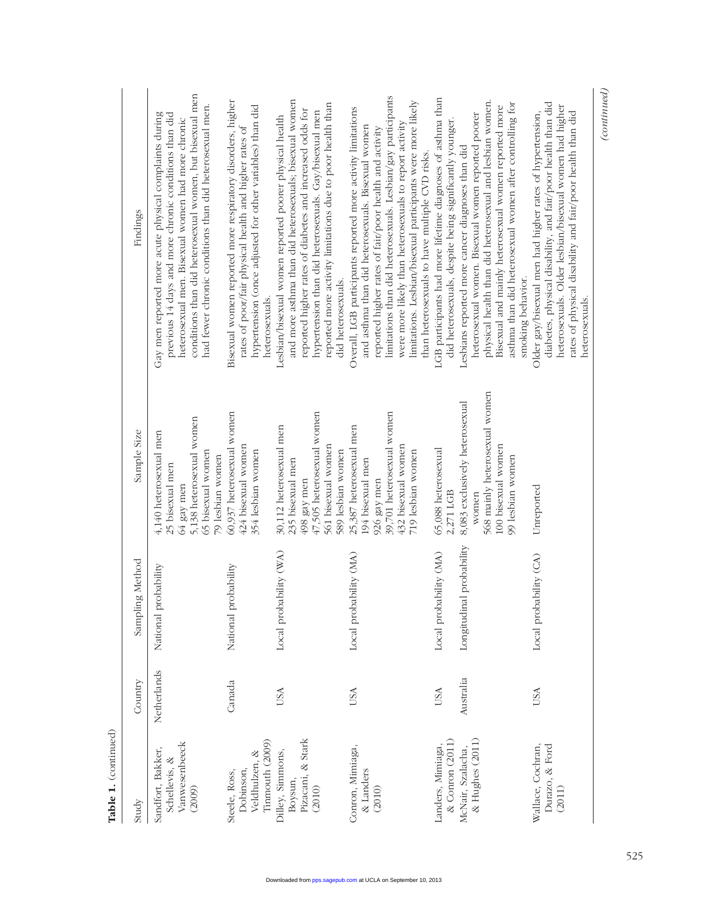**Table 1.** (continued)

| Study | Country | Sampling Method | Sample Size | Findings |
|---|---|---|---|---|
| Sandfort, Bakker, Schellevis, & Vanwesenbeeck (2009) | Netherlands | National probability | 4,140 heterosexual men<br>25 bisexual men<br>64 gay men<br>5,138 heterosexual women<br>65 bisexual women<br>79 lesbian women | Gay men reported more acute physical complaints during previous 14 days and more chronic conditions than did heterosexual men. Bisexual women had more chronic conditions than did heterosexual women, but bisexual men had fewer chronic conditions than did heterosexual men. |
| Steele, Ross, Dobinson, Veldhulzen, & Tinmouth (2009) | Canada | National probability | 60,937 heterosexual women<br>424 bisexual women<br>354 lesbian women | Bisexual women reported more respiratory disorders, higher rates of poor/fair physical health and higher rates of hypertension (once adjusted for other variables) than did heterosexuals. |
| Dilley, Simmons, Boysun, Pizacani, & Stark (2010) | USA | Local probability (WA) | 30,112 heterosexual men<br>235 bisexual men<br>498 gay men<br>47,505 heterosexual women<br>561 bisexual women<br>589 lesbian women | Lesbian/bisexual women reported poorer physical health and more asthma than did heterosexuals; bisexual women reported higher rates of diabetes and increased odds for hypertension than did heterosexuals. Gay/bisexual men reported more activity limitations due to poor health than did heterosexuals. |
| Conron, Mimiaga, & Landers (2010) | USA | Local probability (MA) | 25,387 heterosexual men<br>194 bisexual men<br>926 gay men<br>39,701 heterosexual women<br>432 bisexual women<br>719 lesbian women | Overall, LGB participants reported more activity limitations and asthma than did heterosexuals. Bisexual women reported higher rates of fair/poor health and activity limitations than did heterosexuals. Lesbian/gay participants were more likely than heterosexuals to report activity limitations. Lesbian/bisexual participants were more likely than heterosexuals to have multiple CVD risks. |
| Landers, Mimiaga, & Conron (2011) | USA | Local probability (MA) | 65,088 heterosexual<br>2,271 LGB | LGB participants had more lifetime diagnoses of asthma than did heterosexuals, despite being significantly younger. |
| McNair, Szalacha, & Hughes (2011) | Australia | Longitudinal probability | 8,083 exclusively heterosexual women<br>568 mainly heterosexual women<br>100 bisexual women<br>99 lesbian women | Lesbians reported more cancer diagnoses than did heterosexual women. Bisexual women reported poorer physical health than did heterosexual and lesbian women. Bisexual and mainly heterosexual women reported more asthma than did heterosexual women after controlling for smoking behavior. |
| Wallace, Cochran, Durazo, & Ford (2011) | USA | Local probability (CA) | Unreported | Older gay/bisexual men had higher rates of hypertension, diabetes, physical disability, and fair/poor health than did heterosexuals. Older lesbian/bisexual women had higher rates of physical disability and fair/poor health than did heterosexuals. |

*(continued)*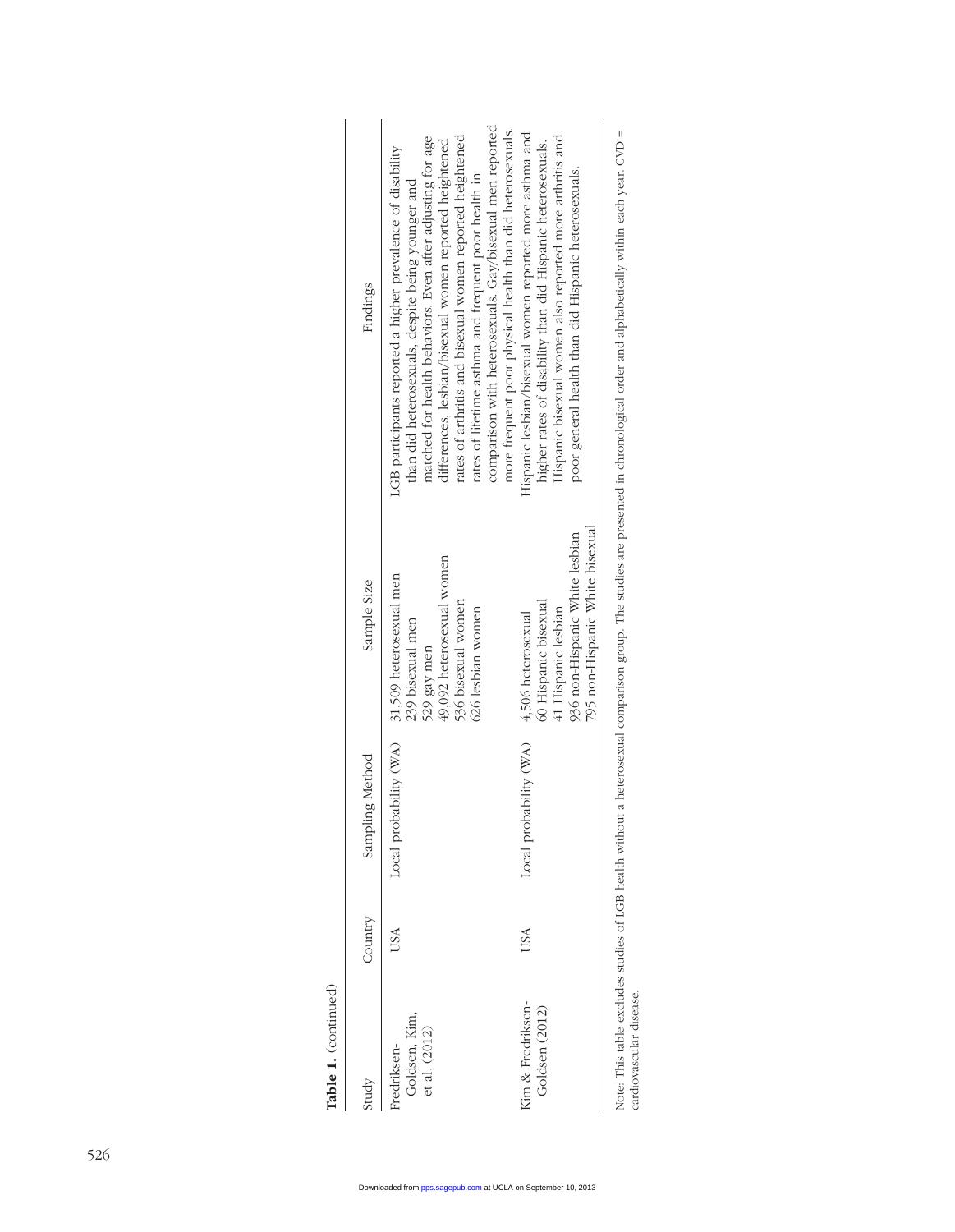**Table 1.** (continued)

| Study | Country | Sampling Method | Sample Size | Findings |
|---|---|---|---|---|
| Fredriksen-Goldsen, Kim, et al. (2012) | USA | Local probability (WA) | 31,509 heterosexual men<br>239 bisexual men<br>529 gay men<br>49,092 heterosexual women<br>536 bisexual women<br>626 lesbian women | LGB participants reported a higher prevalence of disability than did heterosexuals, despite being younger and matched for health behaviors. Even after adjusting for age differences, lesbian/bisexual women reported heightened rates of arthritis and bisexual women reported heightened rates of lifetime asthma and frequent poor health in comparison with heterosexuals. Gay/bisexual men reported more frequent poor physical health than did heterosexuals. |
| Kim & Fredriksen-Goldsen (2012) | USA | Local probability (WA) | 4,506 heterosexual<br>60 Hispanic bisexual<br>41 Hispanic lesbian<br>936 non-Hispanic White lesbian<br>795 non-Hispanic White bisexual | Hispanic lesbian/bisexual women reported more asthma and higher rates of disability than did Hispanic heterosexuals. Hispanic bisexual women also reported more arthritis and poor general health than did Hispanic heterosexuals. |

Note: This table excludes studies of LGB health without a heterosexual comparison group. The studies are presented in chronological order and alphabetically within each year. CVD = cardiovascular disease.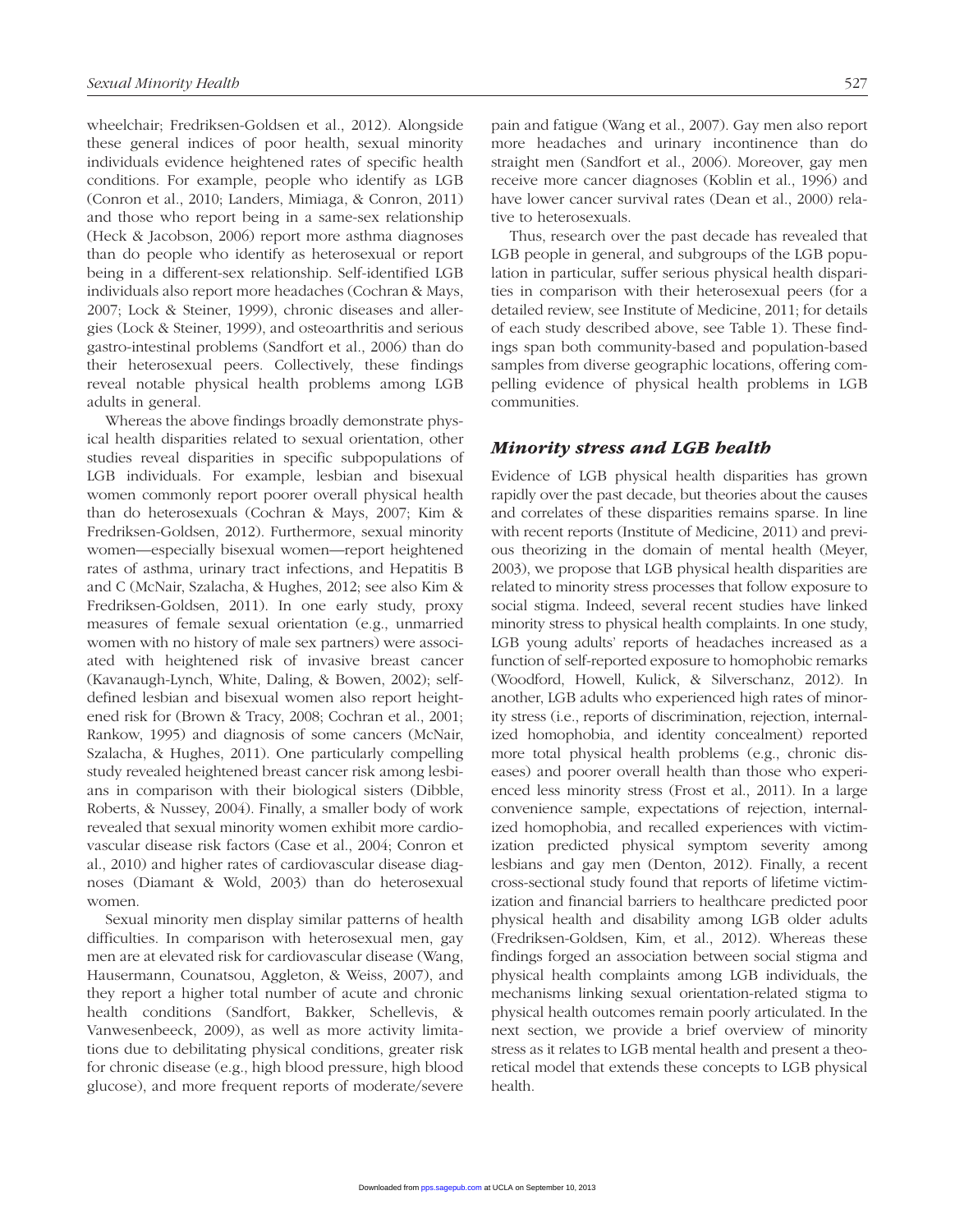wheelchair; Fredriksen-Goldsen et al., 2012). Alongside these general indices of poor health, sexual minority individuals evidence heightened rates of specific health conditions. For example, people who identify as LGB (Conron et al., 2010; Landers, Mimiaga, & Conron, 2011) and those who report being in a same-sex relationship (Heck & Jacobson, 2006) report more asthma diagnoses than do people who identify as heterosexual or report being in a different-sex relationship. Self-identified LGB individuals also report more headaches (Cochran & Mays, 2007; Lock & Steiner, 1999), chronic diseases and allergies (Lock & Steiner, 1999), and osteoarthritis and serious gastro-intestinal problems (Sandfort et al., 2006) than do their heterosexual peers. Collectively, these findings reveal notable physical health problems among LGB adults in general.

Whereas the above findings broadly demonstrate physical health disparities related to sexual orientation, other studies reveal disparities in specific subpopulations of LGB individuals. For example, lesbian and bisexual women commonly report poorer overall physical health than do heterosexuals (Cochran & Mays, 2007; Kim & Fredriksen-Goldsen, 2012). Furthermore, sexual minority women—especially bisexual women—report heightened rates of asthma, urinary tract infections, and Hepatitis B and C (McNair, Szalacha, & Hughes, 2012; see also Kim & Fredriksen-Goldsen, 2011). In one early study, proxy measures of female sexual orientation (e.g., unmarried women with no history of male sex partners) were associated with heightened risk of invasive breast cancer (Kavanaugh-Lynch, White, Daling, & Bowen, 2002); self-defined lesbian and bisexual women also report heightened risk for (Brown & Tracy, 2008; Cochran et al., 2001; Rankow, 1995) and diagnosis of some cancers (McNair, Szalacha, & Hughes, 2011). One particularly compelling study revealed heightened breast cancer risk among lesbians in comparison with their biological sisters (Dibble, Roberts, & Nussey, 2004). Finally, a smaller body of work revealed that sexual minority women exhibit more cardiovascular disease risk factors (Case et al., 2004; Conron et al., 2010) and higher rates of cardiovascular disease diagnoses (Diamant & Wold, 2003) than do heterosexual women.

Sexual minority men display similar patterns of health difficulties. In comparison with heterosexual men, gay men are at elevated risk for cardiovascular disease (Wang, Hausermann, Counatsou, Aggleton, & Weiss, 2007), and they report a higher total number of acute and chronic health conditions (Sandfort, Bakker, Schellevis, & Vanwesenbeeck, 2009), as well as more activity limitations due to debilitating physical conditions, greater risk for chronic disease (e.g., high blood pressure, high blood glucose), and more frequent reports of moderate/severe pain and fatigue (Wang et al., 2007). Gay men also report more headaches and urinary incontinence than do straight men (Sandfort et al., 2006). Moreover, gay men receive more cancer diagnoses (Koblin et al., 1996) and have lower cancer survival rates (Dean et al., 2000) relative to heterosexuals.

Thus, research over the past decade has revealed that LGB people in general, and subgroups of the LGB population in particular, suffer serious physical health disparities in comparison with their heterosexual peers (for a detailed review, see Institute of Medicine, 2011; for details of each study described above, see Table 1). These findings span both community-based and population-based samples from diverse geographic locations, offering compelling evidence of physical health problems in LGB communities.

## *Minority stress and LGB health*

Evidence of LGB physical health disparities has grown rapidly over the past decade, but theories about the causes and correlates of these disparities remains sparse. In line with recent reports (Institute of Medicine, 2011) and previous theorizing in the domain of mental health (Meyer, 2003), we propose that LGB physical health disparities are related to minority stress processes that follow exposure to social stigma. Indeed, several recent studies have linked minority stress to physical health complaints. In one study, LGB young adults' reports of headaches increased as a function of self-reported exposure to homophobic remarks (Woodford, Howell, Kulick, & Silverschanz, 2012). In another, LGB adults who experienced high rates of minority stress (i.e., reports of discrimination, rejection, internalized homophobia, and identity concealment) reported more total physical health problems (e.g., chronic diseases) and poorer overall health than those who experienced less minority stress (Frost et al., 2011). In a large convenience sample, expectations of rejection, internalized homophobia, and recalled experiences with victimization predicted physical symptom severity among lesbians and gay men (Denton, 2012). Finally, a recent cross-sectional study found that reports of lifetime victimization and financial barriers to healthcare predicted poor physical health and disability among LGB older adults (Fredriksen-Goldsen, Kim, et al., 2012). Whereas these findings forged an association between social stigma and physical health complaints among LGB individuals, the mechanisms linking sexual orientation-related stigma to physical health outcomes remain poorly articulated. In the next section, we provide a brief overview of minority stress as it relates to LGB mental health and present a theoretical model that extends these concepts to LGB physical health.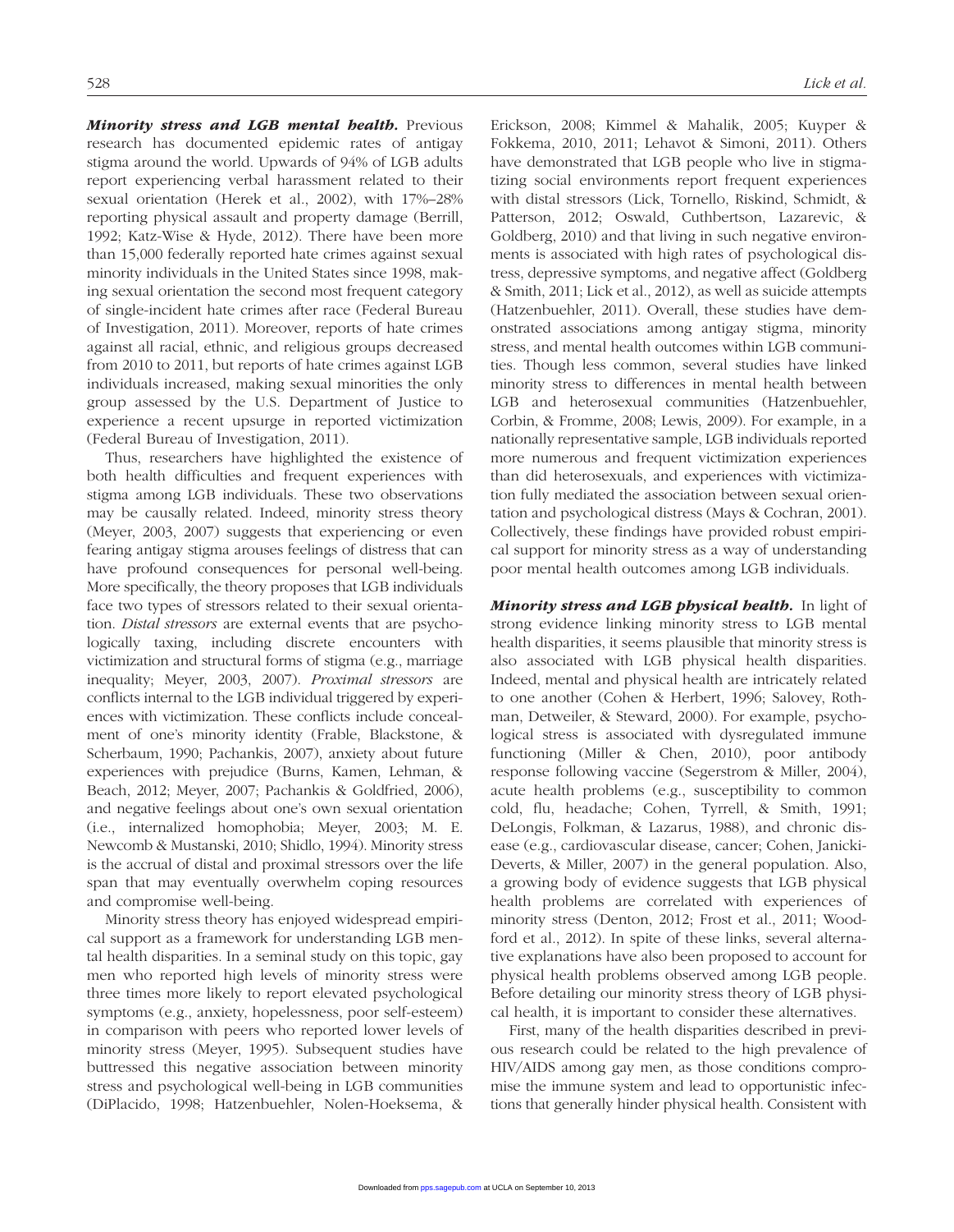***Minority stress and LGB mental health.*** Previous research has documented epidemic rates of antigay stigma around the world. Upwards of 94% of LGB adults report experiencing verbal harassment related to their sexual orientation (Herek et al., 2002), with 17%–28% reporting physical assault and property damage (Berrill, 1992; Katz-Wise & Hyde, 2012). There have been more than 15,000 federally reported hate crimes against sexual minority individuals in the United States since 1998, making sexual orientation the second most frequent category of single-incident hate crimes after race (Federal Bureau of Investigation, 2011). Moreover, reports of hate crimes against all racial, ethnic, and religious groups decreased from 2010 to 2011, but reports of hate crimes against LGB individuals increased, making sexual minorities the only group assessed by the U.S. Department of Justice to experience a recent upsurge in reported victimization (Federal Bureau of Investigation, 2011).

Thus, researchers have highlighted the existence of both health difficulties and frequent experiences with stigma among LGB individuals. These two observations may be causally related. Indeed, minority stress theory (Meyer, 2003, 2007) suggests that experiencing or even fearing antigay stigma arouses feelings of distress that can have profound consequences for personal well-being. More specifically, the theory proposes that LGB individuals face two types of stressors related to their sexual orientation. *Distal stressors* are external events that are psychologically taxing, including discrete encounters with victimization and structural forms of stigma (e.g., marriage inequality; Meyer, 2003, 2007). *Proximal stressors* are conflicts internal to the LGB individual triggered by experiences with victimization. These conflicts include concealment of one's minority identity (Frable, Blackstone, & Scherbaum, 1990; Pachankis, 2007), anxiety about future experiences with prejudice (Burns, Kamen, Lehman, & Beach, 2012; Meyer, 2007; Pachankis & Goldfried, 2006), and negative feelings about one's own sexual orientation (i.e., internalized homophobia; Meyer, 2003; M. E. Newcomb & Mustanski, 2010; Shidlo, 1994). Minority stress is the accrual of distal and proximal stressors over the life span that may eventually overwhelm coping resources and compromise well-being.

Minority stress theory has enjoyed widespread empirical support as a framework for understanding LGB mental health disparities. In a seminal study on this topic, gay men who reported high levels of minority stress were three times more likely to report elevated psychological symptoms (e.g., anxiety, hopelessness, poor self-esteem) in comparison with peers who reported lower levels of minority stress (Meyer, 1995). Subsequent studies have buttressed this negative association between minority stress and psychological well-being in LGB communities (DiPlacido, 1998; Hatzenbuehler, Nolen-Hoeksema, & Erickson, 2008; Kimmel & Mahalik, 2005; Kuyper & Fokkema, 2010, 2011; Lehavot & Simoni, 2011). Others have demonstrated that LGB people who live in stigmatizing social environments report frequent experiences with distal stressors (Lick, Tornello, Riskind, Schmidt, & Patterson, 2012; Oswald, Cuthbertson, Lazarevic, & Goldberg, 2010) and that living in such negative environments is associated with high rates of psychological distress, depressive symptoms, and negative affect (Goldberg & Smith, 2011; Lick et al., 2012), as well as suicide attempts (Hatzenbuehler, 2011). Overall, these studies have demonstrated associations among antigay stigma, minority stress, and mental health outcomes within LGB communities. Though less common, several studies have linked minority stress to differences in mental health between LGB and heterosexual communities (Hatzenbuehler, Corbin, & Fromme, 2008; Lewis, 2009). For example, in a nationally representative sample, LGB individuals reported more numerous and frequent victimization experiences than did heterosexuals, and experiences with victimization fully mediated the association between sexual orientation and psychological distress (Mays & Cochran, 2001). Collectively, these findings have provided robust empirical support for minority stress as a way of understanding poor mental health outcomes among LGB individuals.

***Minority stress and LGB physical health.*** In light of strong evidence linking minority stress to LGB mental health disparities, it seems plausible that minority stress is also associated with LGB physical health disparities. Indeed, mental and physical health are intricately related to one another (Cohen & Herbert, 1996; Salovey, Rothman, Detweiler, & Steward, 2000). For example, psychological stress is associated with dysregulated immune functioning (Miller & Chen, 2010), poor antibody response following vaccine (Segerstrom & Miller, 2004), acute health problems (e.g., susceptibility to common cold, flu, headache; Cohen, Tyrrell, & Smith, 1991; DeLongis, Folkman, & Lazarus, 1988), and chronic disease (e.g., cardiovascular disease, cancer; Cohen, Janicki-Deverts, & Miller, 2007) in the general population. Also, a growing body of evidence suggests that LGB physical health problems are correlated with experiences of minority stress (Denton, 2012; Frost et al., 2011; Woodford et al., 2012). In spite of these links, several alternative explanations have also been proposed to account for physical health problems observed among LGB people. Before detailing our minority stress theory of LGB physical health, it is important to consider these alternatives.

First, many of the health disparities described in previous research could be related to the high prevalence of HIV/AIDS among gay men, as those conditions compromise the immune system and lead to opportunistic infections that generally hinder physical health. Consistent with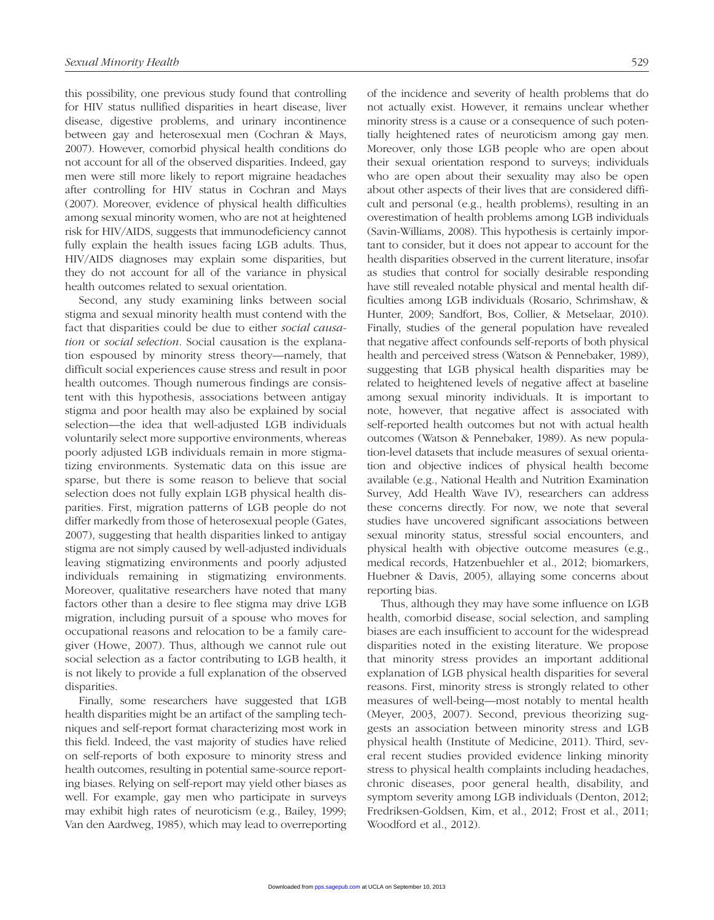this possibility, one previous study found that controlling for HIV status nullified disparities in heart disease, liver disease, digestive problems, and urinary incontinence between gay and heterosexual men (Cochran & Mays, 2007). However, comorbid physical health conditions do not account for all of the observed disparities. Indeed, gay men were still more likely to report migraine headaches after controlling for HIV status in Cochran and Mays (2007). Moreover, evidence of physical health difficulties among sexual minority women, who are not at heightened risk for HIV/AIDS, suggests that immunodeficiency cannot fully explain the health issues facing LGB adults. Thus, HIV/AIDS diagnoses may explain some disparities, but they do not account for all of the variance in physical health outcomes related to sexual orientation.

Second, any study examining links between social stigma and sexual minority health must contend with the fact that disparities could be due to either *social causation* or *social selection*. Social causation is the explanation espoused by minority stress theory—namely, that difficult social experiences cause stress and result in poor health outcomes. Though numerous findings are consistent with this hypothesis, associations between antigay stigma and poor health may also be explained by social selection—the idea that well-adjusted LGB individuals voluntarily select more supportive environments, whereas poorly adjusted LGB individuals remain in more stigmatizing environments. Systematic data on this issue are sparse, but there is some reason to believe that social selection does not fully explain LGB physical health disparities. First, migration patterns of LGB people do not differ markedly from those of heterosexual people (Gates, 2007), suggesting that health disparities linked to antigay stigma are not simply caused by well-adjusted individuals leaving stigmatizing environments and poorly adjusted individuals remaining in stigmatizing environments. Moreover, qualitative researchers have noted that many factors other than a desire to flee stigma may drive LGB migration, including pursuit of a spouse who moves for occupational reasons and relocation to be a family caregiver (Howe, 2007). Thus, although we cannot rule out social selection as a factor contributing to LGB health, it is not likely to provide a full explanation of the observed disparities.

Finally, some researchers have suggested that LGB health disparities might be an artifact of the sampling techniques and self-report format characterizing most work in this field. Indeed, the vast majority of studies have relied on self-reports of both exposure to minority stress and health outcomes, resulting in potential same-source reporting biases. Relying on self-report may yield other biases as well. For example, gay men who participate in surveys may exhibit high rates of neuroticism (e.g., Bailey, 1999; Van den Aardweg, 1985), which may lead to overreporting of the incidence and severity of health problems that do not actually exist. However, it remains unclear whether minority stress is a cause or a consequence of such potentially heightened rates of neuroticism among gay men. Moreover, only those LGB people who are open about their sexual orientation respond to surveys; individuals who are open about their sexuality may also be open about other aspects of their lives that are considered difficult and personal (e.g., health problems), resulting in an overestimation of health problems among LGB individuals (Savin-Williams, 2008). This hypothesis is certainly important to consider, but it does not appear to account for the health disparities observed in the current literature, insofar as studies that control for socially desirable responding have still revealed notable physical and mental health difficulties among LGB individuals (Rosario, Schrimshaw, & Hunter, 2009; Sandfort, Bos, Collier, & Metselaar, 2010). Finally, studies of the general population have revealed that negative affect confounds self-reports of both physical health and perceived stress (Watson & Pennebaker, 1989), suggesting that LGB physical health disparities may be related to heightened levels of negative affect at baseline among sexual minority individuals. It is important to note, however, that negative affect is associated with self-reported health outcomes but not with actual health outcomes (Watson & Pennebaker, 1989). As new population-level datasets that include measures of sexual orientation and objective indices of physical health become available (e.g., National Health and Nutrition Examination Survey, Add Health Wave IV), researchers can address these concerns directly. For now, we note that several studies have uncovered significant associations between sexual minority status, stressful social encounters, and physical health with objective outcome measures (e.g., medical records, Hatzenbuehler et al., 2012; biomarkers, Huebner & Davis, 2005), allaying some concerns about reporting bias.

Thus, although they may have some influence on LGB health, comorbid disease, social selection, and sampling biases are each insufficient to account for the widespread disparities noted in the existing literature. We propose that minority stress provides an important additional explanation of LGB physical health disparities for several reasons. First, minority stress is strongly related to other measures of well-being—most notably to mental health (Meyer, 2003, 2007). Second, previous theorizing suggests an association between minority stress and LGB physical health (Institute of Medicine, 2011). Third, several recent studies provided evidence linking minority stress to physical health complaints including headaches, chronic diseases, poor general health, disability, and symptom severity among LGB individuals (Denton, 2012; Fredriksen-Goldsen, Kim, et al., 2012; Frost et al., 2011; Woodford et al., 2012).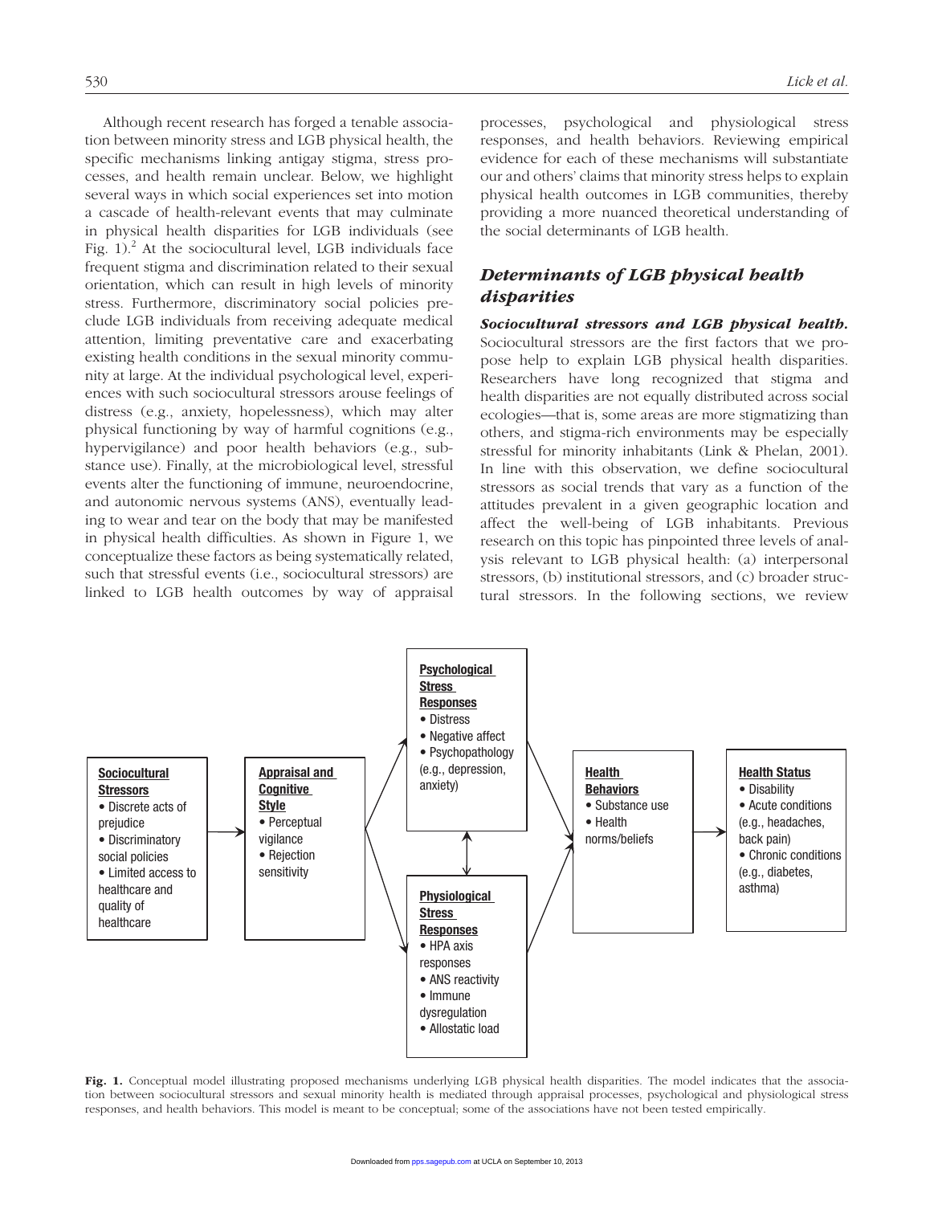Although recent research has forged a tenable association between minority stress and LGB physical health, the specific mechanisms linking antigay stigma, stress processes, and health remain unclear. Below, we highlight several ways in which social experiences set into motion a cascade of health-relevant events that may culminate in physical health disparities for LGB individuals (see Fig. 1).[2] At the sociocultural level, LGB individuals face frequent stigma and discrimination related to their sexual orientation, which can result in high levels of minority stress. Furthermore, discriminatory social policies preclude LGB individuals from receiving adequate medical attention, limiting preventative care and exacerbating existing health conditions in the sexual minority community at large. At the individual psychological level, experiences with such sociocultural stressors arouse feelings of distress (e.g., anxiety, hopelessness), which may alter physical functioning by way of harmful cognitions (e.g., hypervigilance) and poor health behaviors (e.g., substance use). Finally, at the microbiological level, stressful events alter the functioning of immune, neuroendocrine, and autonomic nervous systems (ANS), eventually leading to wear and tear on the body that may be manifested in physical health difficulties. As shown in Figure 1, we conceptualize these factors as being systematically related, such that stressful events (i.e., sociocultural stressors) are linked to LGB health outcomes by way of appraisal processes, psychological and physiological stress responses, and health behaviors. Reviewing empirical evidence for each of these mechanisms will substantiate our and others' claims that minority stress helps to explain physical health outcomes in LGB communities, thereby providing a more nuanced theoretical understanding of the social determinants of LGB health.

## *Determinants of LGB physical health disparities*

***Sociocultural stressors and LGB physical health.*** Sociocultural stressors are the first factors that we propose help to explain LGB physical health disparities. Researchers have long recognized that stigma and health disparities are not equally distributed across social ecologies—that is, some areas are more stigmatizing than others, and stigma-rich environments may be especially stressful for minority inhabitants (Link & Phelan, 2001). In line with this observation, we define sociocultural stressors as social trends that vary as a function of the attitudes prevalent in a given geographic location and affect the well-being of LGB inhabitants. Previous research on this topic has pinpointed three levels of analysis relevant to LGB physical health: (a) interpersonal stressors, (b) institutional stressors, and (c) broader structural stressors. In the following sections, we review

**Sociocultural Stressors**
- Discrete acts of prejudice
- Discriminatory social policies
- Limited access to healthcare and quality of healthcare

**Appraisal and Cognitive Style**
- Perceptual vigilance
- Rejection sensitivity

**Psychological Stress Responses**
- Distress
- Negative affect
- Psychopathology (e.g., depression, anxiety)

**Physiological Stress Responses**
- HPA axis responses
- ANS reactivity
- Immune dysregulation
- Allostatic load

**Health Behaviors**
- Substance use
- Health norms/beliefs

**Health Status**
- Disability
- Acute conditions (e.g., headaches, back pain)
- Chronic conditions (e.g., diabetes, asthma)

**Fig. 1.** Conceptual model illustrating proposed mechanisms underlying LGB physical health disparities. The model indicates that the association between sociocultural stressors and sexual minority health is mediated through appraisal processes, psychological and physiological stress responses, and health behaviors. This model is meant to be conceptual; some of the associations have not been tested empirically.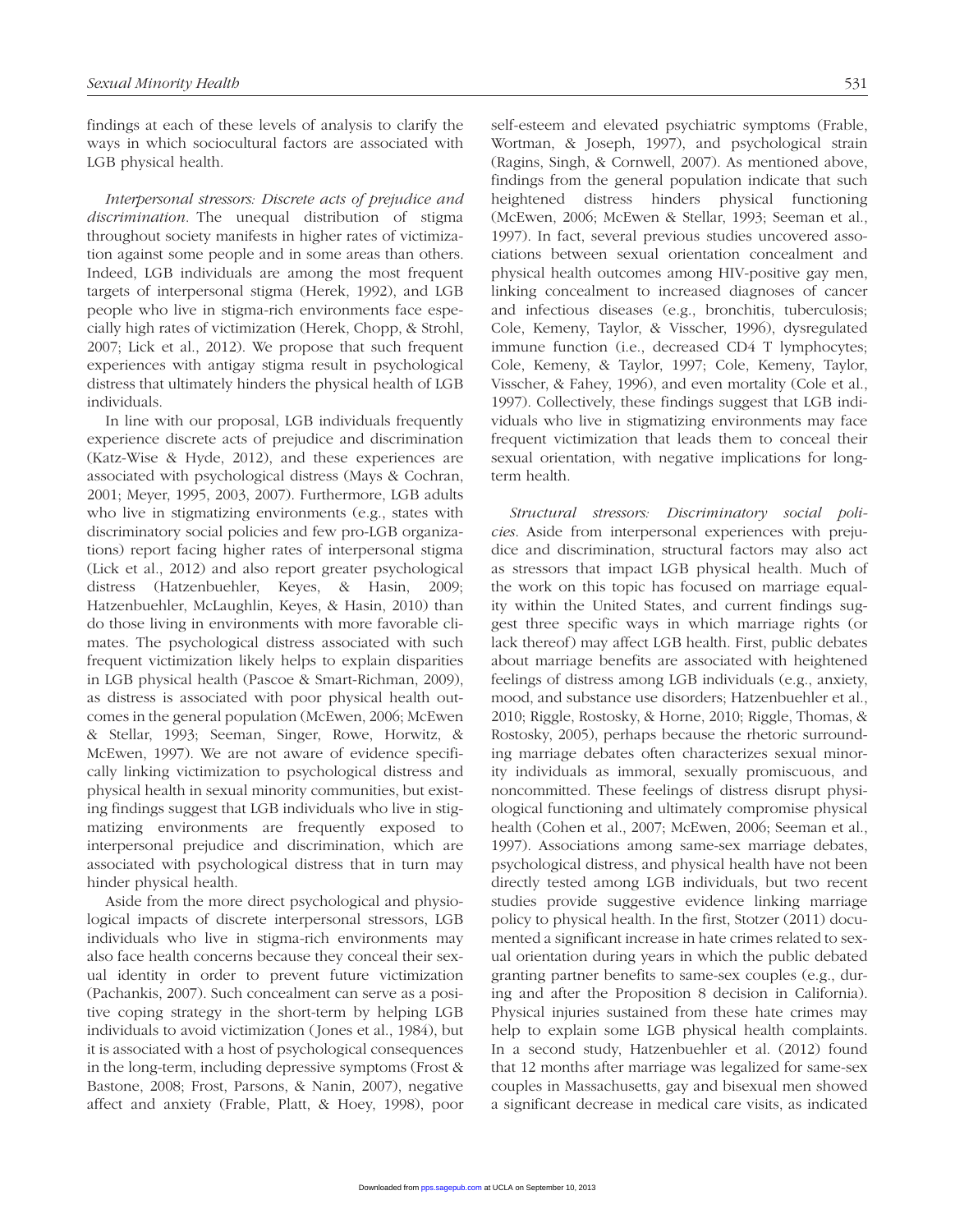findings at each of these levels of analysis to clarify the ways in which sociocultural factors are associated with LGB physical health.

*Interpersonal stressors: Discrete acts of prejudice and discrimination*. The unequal distribution of stigma throughout society manifests in higher rates of victimization against some people and in some areas than others. Indeed, LGB individuals are among the most frequent targets of interpersonal stigma (Herek, 1992), and LGB people who live in stigma-rich environments face especially high rates of victimization (Herek, Chopp, & Strohl, 2007; Lick et al., 2012). We propose that such frequent experiences with antigay stigma result in psychological distress that ultimately hinders the physical health of LGB individuals.

In line with our proposal, LGB individuals frequently experience discrete acts of prejudice and discrimination (Katz-Wise & Hyde, 2012), and these experiences are associated with psychological distress (Mays & Cochran, 2001; Meyer, 1995, 2003, 2007). Furthermore, LGB adults who live in stigmatizing environments (e.g., states with discriminatory social policies and few pro-LGB organizations) report facing higher rates of interpersonal stigma (Lick et al., 2012) and also report greater psychological distress (Hatzenbuehler, Keyes, & Hasin, 2009; Hatzenbuehler, McLaughlin, Keyes, & Hasin, 2010) than do those living in environments with more favorable climates. The psychological distress associated with such frequent victimization likely helps to explain disparities in LGB physical health (Pascoe & Smart-Richman, 2009), as distress is associated with poor physical health outcomes in the general population (McEwen, 2006; McEwen & Stellar, 1993; Seeman, Singer, Rowe, Horwitz, & McEwen, 1997). We are not aware of evidence specifically linking victimization to psychological distress and physical health in sexual minority communities, but existing findings suggest that LGB individuals who live in stigmatizing environments are frequently exposed to interpersonal prejudice and discrimination, which are associated with psychological distress that in turn may hinder physical health.

Aside from the more direct psychological and physiological impacts of discrete interpersonal stressors, LGB individuals who live in stigma-rich environments may also face health concerns because they conceal their sexual identity in order to prevent future victimization (Pachankis, 2007). Such concealment can serve as a positive coping strategy in the short-term by helping LGB individuals to avoid victimization (Jones et al., 1984), but it is associated with a host of psychological consequences in the long-term, including depressive symptoms (Frost & Bastone, 2008; Frost, Parsons, & Nanin, 2007), negative affect and anxiety (Frable, Platt, & Hoey, 1998), poor self-esteem and elevated psychiatric symptoms (Frable, Wortman, & Joseph, 1997), and psychological strain (Ragins, Singh, & Cornwell, 2007). As mentioned above, findings from the general population indicate that such heightened distress hinders physical functioning (McEwen, 2006; McEwen & Stellar, 1993; Seeman et al., 1997). In fact, several previous studies uncovered associations between sexual orientation concealment and physical health outcomes among HIV-positive gay men, linking concealment to increased diagnoses of cancer and infectious diseases (e.g., bronchitis, tuberculosis; Cole, Kemeny, Taylor, & Visscher, 1996), dysregulated immune function (i.e., decreased CD4 T lymphocytes; Cole, Kemeny, & Taylor, 1997; Cole, Kemeny, Taylor, Visscher, & Fahey, 1996), and even mortality (Cole et al., 1997). Collectively, these findings suggest that LGB individuals who live in stigmatizing environments may face frequent victimization that leads them to conceal their sexual orientation, with negative implications for long-term health.

*Structural stressors: Discriminatory social policies*. Aside from interpersonal experiences with prejudice and discrimination, structural factors may also act as stressors that impact LGB physical health. Much of the work on this topic has focused on marriage equality within the United States, and current findings suggest three specific ways in which marriage rights (or lack thereof) may affect LGB health. First, public debates about marriage benefits are associated with heightened feelings of distress among LGB individuals (e.g., anxiety, mood, and substance use disorders; Hatzenbuehler et al., 2010; Riggle, Rostosky, & Horne, 2010; Riggle, Thomas, & Rostosky, 2005), perhaps because the rhetoric surrounding marriage debates often characterizes sexual minority individuals as immoral, sexually promiscuous, and noncommitted. These feelings of distress disrupt physiological functioning and ultimately compromise physical health (Cohen et al., 2007; McEwen, 2006; Seeman et al., 1997). Associations among same-sex marriage debates, psychological distress, and physical health have not been directly tested among LGB individuals, but two recent studies provide suggestive evidence linking marriage policy to physical health. In the first, Stotzer (2011) documented a significant increase in hate crimes related to sexual orientation during years in which the public debated granting partner benefits to same-sex couples (e.g., during and after the Proposition 8 decision in California). Physical injuries sustained from these hate crimes may help to explain some LGB physical health complaints. In a second study, Hatzenbuehler et al. (2012) found that 12 months after marriage was legalized for same-sex couples in Massachusetts, gay and bisexual men showed a significant decrease in medical care visits, as indicated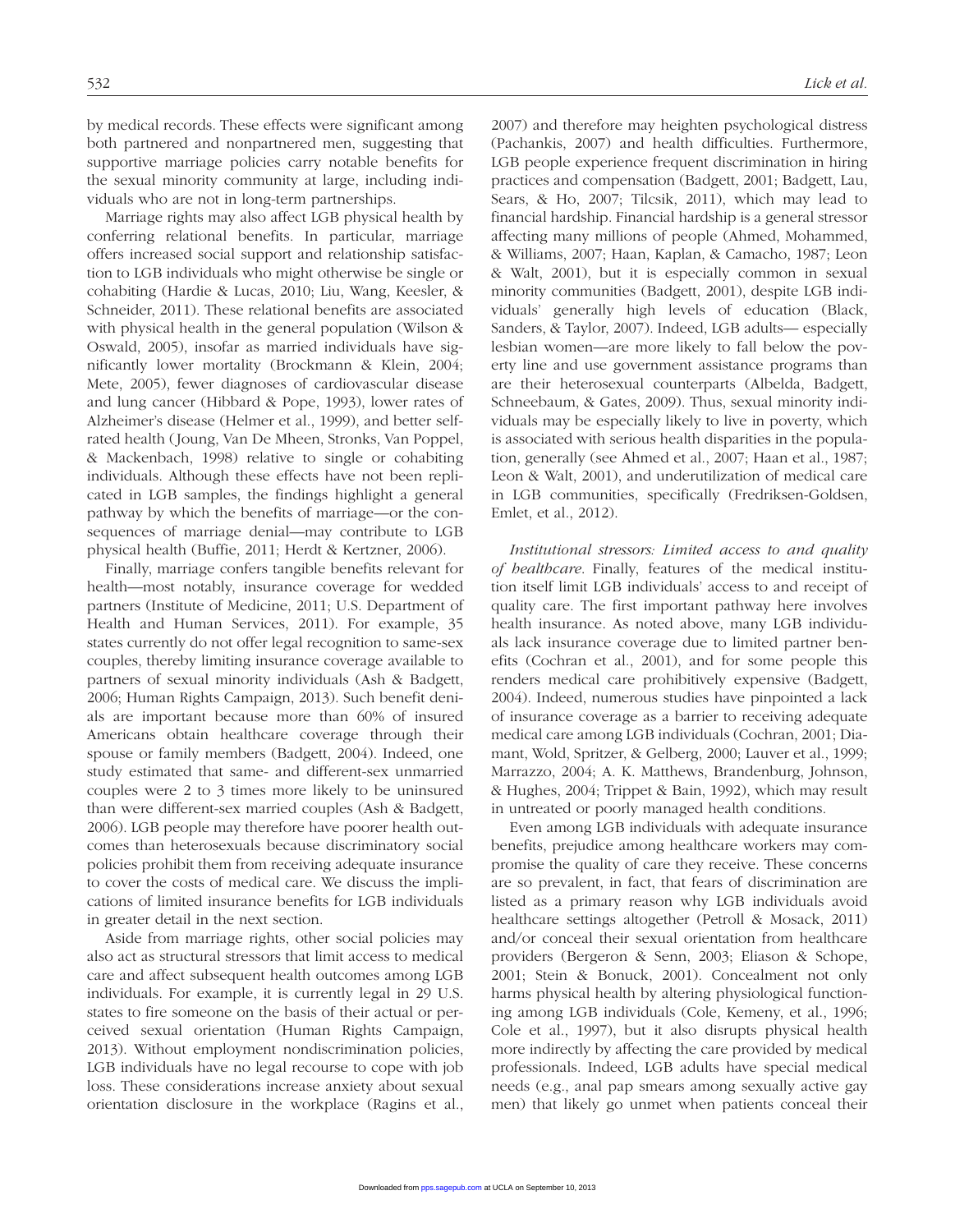by medical records. These effects were significant among both partnered and nonpartnered men, suggesting that supportive marriage policies carry notable benefits for the sexual minority community at large, including individuals who are not in long-term partnerships.

Marriage rights may also affect LGB physical health by conferring relational benefits. In particular, marriage offers increased social support and relationship satisfaction to LGB individuals who might otherwise be single or cohabiting (Hardie & Lucas, 2010; Liu, Wang, Keesler, & Schneider, 2011). These relational benefits are associated with physical health in the general population (Wilson & Oswald, 2005), insofar as married individuals have significantly lower mortality (Brockmann & Klein, 2004; Mete, 2005), fewer diagnoses of cardiovascular disease and lung cancer (Hibbard & Pope, 1993), lower rates of Alzheimer's disease (Helmer et al., 1999), and better self-rated health (Joung, Van De Mheen, Stronks, Van Poppel, & Mackenbach, 1998) relative to single or cohabiting individuals. Although these effects have not been replicated in LGB samples, the findings highlight a general pathway by which the benefits of marriage—or the consequences of marriage denial—may contribute to LGB physical health (Buffie, 2011; Herdt & Kertzner, 2006).

Finally, marriage confers tangible benefits relevant for health—most notably, insurance coverage for wedded partners (Institute of Medicine, 2011; U.S. Department of Health and Human Services, 2011). For example, 35 states currently do not offer legal recognition to same-sex couples, thereby limiting insurance coverage available to partners of sexual minority individuals (Ash & Badgett, 2006; Human Rights Campaign, 2013). Such benefit denials are important because more than 60% of insured Americans obtain healthcare coverage through their spouse or family members (Badgett, 2004). Indeed, one study estimated that same- and different-sex unmarried couples were 2 to 3 times more likely to be uninsured than were different-sex married couples (Ash & Badgett, 2006). LGB people may therefore have poorer health outcomes than heterosexuals because discriminatory social policies prohibit them from receiving adequate insurance to cover the costs of medical care. We discuss the implications of limited insurance benefits for LGB individuals in greater detail in the next section.

Aside from marriage rights, other social policies may also act as structural stressors that limit access to medical care and affect subsequent health outcomes among LGB individuals. For example, it is currently legal in 29 U.S. states to fire someone on the basis of their actual or perceived sexual orientation (Human Rights Campaign, 2013). Without employment nondiscrimination policies, LGB individuals have no legal recourse to cope with job loss. These considerations increase anxiety about sexual orientation disclosure in the workplace (Ragins et al., 2007) and therefore may heighten psychological distress (Pachankis, 2007) and health difficulties. Furthermore, LGB people experience frequent discrimination in hiring practices and compensation (Badgett, 2001; Badgett, Lau, Sears, & Ho, 2007; Tilcsik, 2011), which may lead to financial hardship. Financial hardship is a general stressor affecting many millions of people (Ahmed, Mohammed, & Williams, 2007; Haan, Kaplan, & Camacho, 1987; Leon & Walt, 2001), but it is especially common in sexual minority communities (Badgett, 2001), despite LGB individuals' generally high levels of education (Black, Sanders, & Taylor, 2007). Indeed, LGB adults— especially lesbian women—are more likely to fall below the poverty line and use government assistance programs than are their heterosexual counterparts (Albelda, Badgett, Schneebaum, & Gates, 2009). Thus, sexual minority individuals may be especially likely to live in poverty, which is associated with serious health disparities in the population, generally (see Ahmed et al., 2007; Haan et al., 1987; Leon & Walt, 2001), and underutilization of medical care in LGB communities, specifically (Fredriksen-Goldsen, Emlet, et al., 2012).

*Institutional stressors: Limited access to and quality of healthcare.* Finally, features of the medical institution itself limit LGB individuals' access to and receipt of quality care. The first important pathway here involves health insurance. As noted above, many LGB individuals lack insurance coverage due to limited partner benefits (Cochran et al., 2001), and for some people this renders medical care prohibitively expensive (Badgett, 2004). Indeed, numerous studies have pinpointed a lack of insurance coverage as a barrier to receiving adequate medical care among LGB individuals (Cochran, 2001; Diamant, Wold, Spritzer, & Gelberg, 2000; Lauver et al., 1999; Marrazzo, 2004; A. K. Matthews, Brandenburg, Johnson, & Hughes, 2004; Trippet & Bain, 1992), which may result in untreated or poorly managed health conditions.

Even among LGB individuals with adequate insurance benefits, prejudice among healthcare workers may compromise the quality of care they receive. These concerns are so prevalent, in fact, that fears of discrimination are listed as a primary reason why LGB individuals avoid healthcare settings altogether (Petroll & Mosack, 2011) and/or conceal their sexual orientation from healthcare providers (Bergeron & Senn, 2003; Eliason & Schope, 2001; Stein & Bonuck, 2001). Concealment not only harms physical health by altering physiological functioning among LGB individuals (Cole, Kemeny, et al., 1996; Cole et al., 1997), but it also disrupts physical health more indirectly by affecting the care provided by medical professionals. Indeed, LGB adults have special medical needs (e.g., anal pap smears among sexually active gay men) that likely go unmet when patients conceal their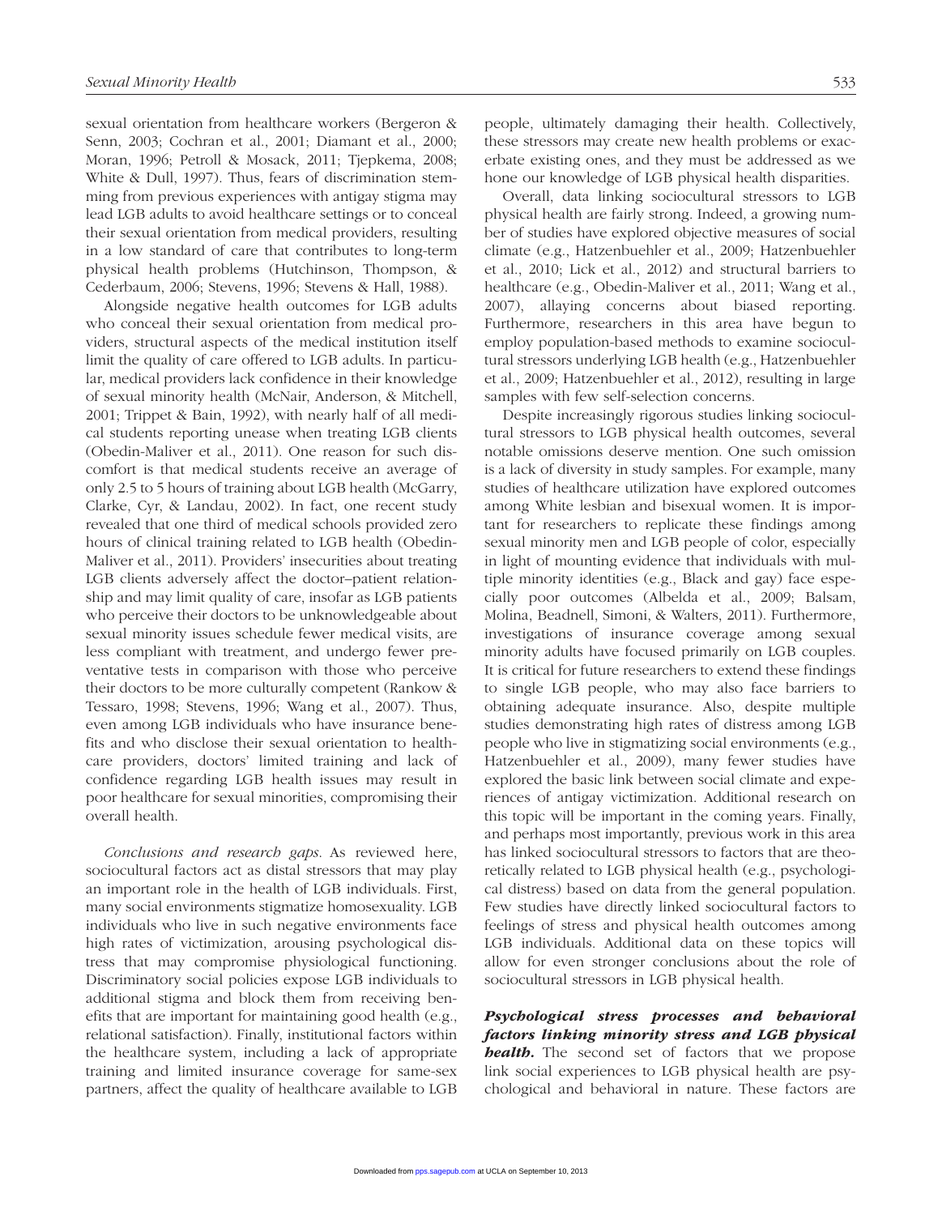sexual orientation from healthcare workers (Bergeron & Senn, 2003; Cochran et al., 2001; Diamant et al., 2000; Moran, 1996; Petroll & Mosack, 2011; Tjepkema, 2008; White & Dull, 1997). Thus, fears of discrimination stemming from previous experiences with antigay stigma may lead LGB adults to avoid healthcare settings or to conceal their sexual orientation from medical providers, resulting in a low standard of care that contributes to long-term physical health problems (Hutchinson, Thompson, & Cederbaum, 2006; Stevens, 1996; Stevens & Hall, 1988).

Alongside negative health outcomes for LGB adults who conceal their sexual orientation from medical providers, structural aspects of the medical institution itself limit the quality of care offered to LGB adults. In particular, medical providers lack confidence in their knowledge of sexual minority health (McNair, Anderson, & Mitchell, 2001; Trippet & Bain, 1992), with nearly half of all medical students reporting unease when treating LGB clients (Obedin-Maliver et al., 2011). One reason for such discomfort is that medical students receive an average of only 2.5 to 5 hours of training about LGB health (McGarry, Clarke, Cyr, & Landau, 2002). In fact, one recent study revealed that one third of medical schools provided zero hours of clinical training related to LGB health (Obedin-Maliver et al., 2011). Providers' insecurities about treating LGB clients adversely affect the doctor–patient relationship and may limit quality of care, insofar as LGB patients who perceive their doctors to be unknowledgeable about sexual minority issues schedule fewer medical visits, are less compliant with treatment, and undergo fewer preventative tests in comparison with those who perceive their doctors to be more culturally competent (Rankow & Tessaro, 1998; Stevens, 1996; Wang et al., 2007). Thus, even among LGB individuals who have insurance benefits and who disclose their sexual orientation to healthcare providers, doctors' limited training and lack of confidence regarding LGB health issues may result in poor healthcare for sexual minorities, compromising their overall health.

*Conclusions and research gaps.* As reviewed here, sociocultural factors act as distal stressors that may play an important role in the health of LGB individuals. First, many social environments stigmatize homosexuality. LGB individuals who live in such negative environments face high rates of victimization, arousing psychological distress that may compromise physiological functioning. Discriminatory social policies expose LGB individuals to additional stigma and block them from receiving benefits that are important for maintaining good health (e.g., relational satisfaction). Finally, institutional factors within the healthcare system, including a lack of appropriate training and limited insurance coverage for same-sex partners, affect the quality of healthcare available to LGB people, ultimately damaging their health. Collectively, these stressors may create new health problems or exacerbate existing ones, and they must be addressed as we hone our knowledge of LGB physical health disparities.

Overall, data linking sociocultural stressors to LGB physical health are fairly strong. Indeed, a growing number of studies have explored objective measures of social climate (e.g., Hatzenbuehler et al., 2009; Hatzenbuehler et al., 2010; Lick et al., 2012) and structural barriers to healthcare (e.g., Obedin-Maliver et al., 2011; Wang et al., 2007), allaying concerns about biased reporting. Furthermore, researchers in this area have begun to employ population-based methods to examine sociocultural stressors underlying LGB health (e.g., Hatzenbuehler et al., 2009; Hatzenbuehler et al., 2012), resulting in large samples with few self-selection concerns.

Despite increasingly rigorous studies linking sociocultural stressors to LGB physical health outcomes, several notable omissions deserve mention. One such omission is a lack of diversity in study samples. For example, many studies of healthcare utilization have explored outcomes among White lesbian and bisexual women. It is important for researchers to replicate these findings among sexual minority men and LGB people of color, especially in light of mounting evidence that individuals with multiple minority identities (e.g., Black and gay) face especially poor outcomes (Albelda et al., 2009; Balsam, Molina, Beadnell, Simoni, & Walters, 2011). Furthermore, investigations of insurance coverage among sexual minority adults have focused primarily on LGB couples. It is critical for future researchers to extend these findings to single LGB people, who may also face barriers to obtaining adequate insurance. Also, despite multiple studies demonstrating high rates of distress among LGB people who live in stigmatizing social environments (e.g., Hatzenbuehler et al., 2009), many fewer studies have explored the basic link between social climate and experiences of antigay victimization. Additional research on this topic will be important in the coming years. Finally, and perhaps most importantly, previous work in this area has linked sociocultural stressors to factors that are theoretically related to LGB physical health (e.g., psychological distress) based on data from the general population. Few studies have directly linked sociocultural factors to feelings of stress and physical health outcomes among LGB individuals. Additional data on these topics will allow for even stronger conclusions about the role of sociocultural stressors in LGB physical health.

***Psychological stress processes and behavioral factors linking minority stress and LGB physical health.*** The second set of factors that we propose link social experiences to LGB physical health are psychological and behavioral in nature. These factors are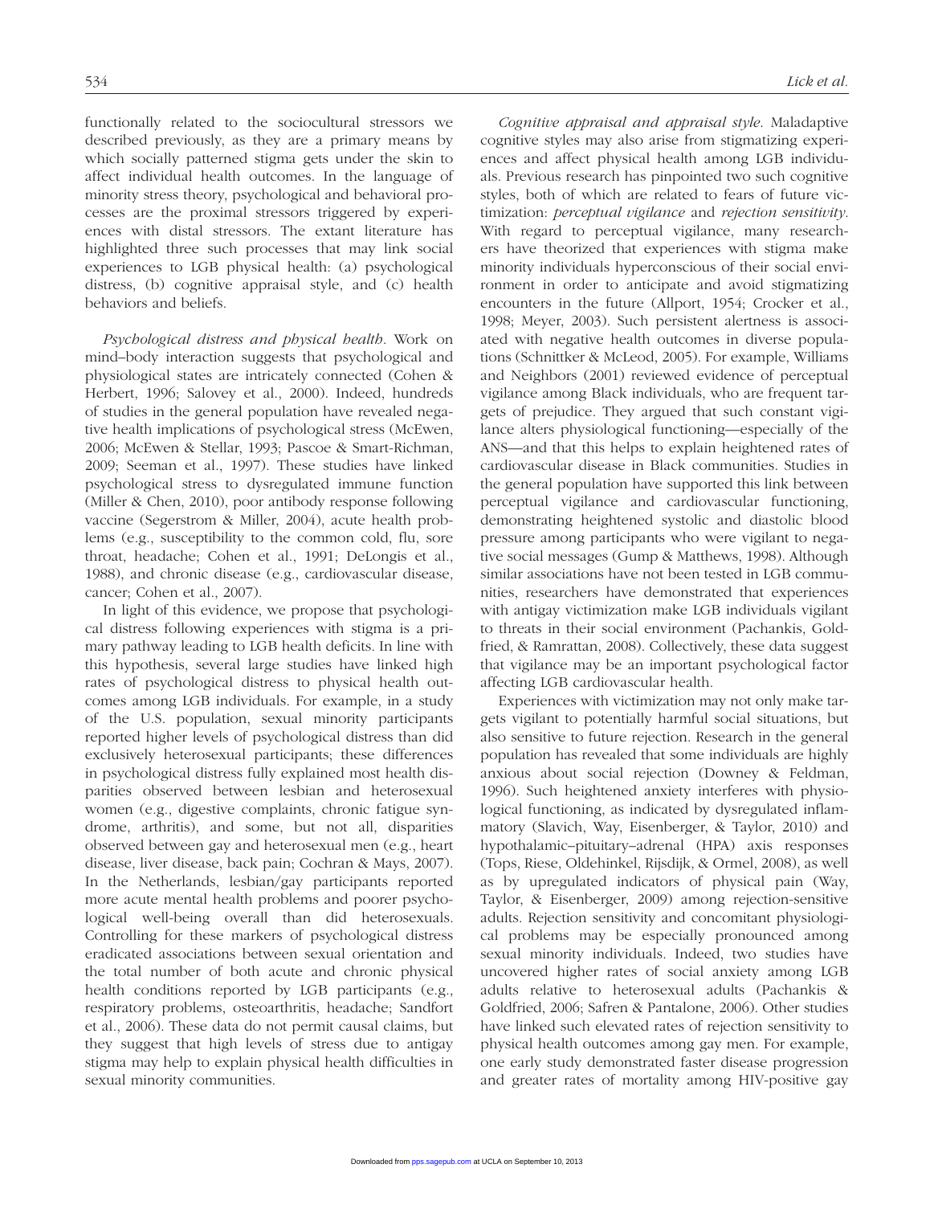functionally related to the sociocultural stressors we described previously, as they are a primary means by which socially patterned stigma gets under the skin to affect individual health outcomes. In the language of minority stress theory, psychological and behavioral processes are the proximal stressors triggered by experiences with distal stressors. The extant literature has highlighted three such processes that may link social experiences to LGB physical health: (a) psychological distress, (b) cognitive appraisal style, and (c) health behaviors and beliefs.

*Psychological distress and physical health*. Work on mind–body interaction suggests that psychological and physiological states are intricately connected (Cohen & Herbert, 1996; Salovey et al., 2000). Indeed, hundreds of studies in the general population have revealed negative health implications of psychological stress (McEwen, 2006; McEwen & Stellar, 1993; Pascoe & Smart-Richman, 2009; Seeman et al., 1997). These studies have linked psychological stress to dysregulated immune function (Miller & Chen, 2010), poor antibody response following vaccine (Segerstrom & Miller, 2004), acute health problems (e.g., susceptibility to the common cold, flu, sore throat, headache; Cohen et al., 1991; DeLongis et al., 1988), and chronic disease (e.g., cardiovascular disease, cancer; Cohen et al., 2007).

In light of this evidence, we propose that psychological distress following experiences with stigma is a primary pathway leading to LGB health deficits. In line with this hypothesis, several large studies have linked high rates of psychological distress to physical health outcomes among LGB individuals. For example, in a study of the U.S. population, sexual minority participants reported higher levels of psychological distress than did exclusively heterosexual participants; these differences in psychological distress fully explained most health disparities observed between lesbian and heterosexual women (e.g., digestive complaints, chronic fatigue syndrome, arthritis), and some, but not all, disparities observed between gay and heterosexual men (e.g., heart disease, liver disease, back pain; Cochran & Mays, 2007). In the Netherlands, lesbian/gay participants reported more acute mental health problems and poorer psychological well-being overall than did heterosexuals. Controlling for these markers of psychological distress eradicated associations between sexual orientation and the total number of both acute and chronic physical health conditions reported by LGB participants (e.g., respiratory problems, osteoarthritis, headache; Sandfort et al., 2006). These data do not permit causal claims, but they suggest that high levels of stress due to antigay stigma may help to explain physical health difficulties in sexual minority communities.

*Cognitive appraisal and appraisal style.* Maladaptive cognitive styles may also arise from stigmatizing experiences and affect physical health among LGB individuals. Previous research has pinpointed two such cognitive styles, both of which are related to fears of future victimization: *perceptual vigilance* and *rejection sensitivity*. With regard to perceptual vigilance, many researchers have theorized that experiences with stigma make minority individuals hyperconscious of their social environment in order to anticipate and avoid stigmatizing encounters in the future (Allport, 1954; Crocker et al., 1998; Meyer, 2003). Such persistent alertness is associated with negative health outcomes in diverse populations (Schnittker & McLeod, 2005). For example, Williams and Neighbors (2001) reviewed evidence of perceptual vigilance among Black individuals, who are frequent targets of prejudice. They argued that such constant vigilance alters physiological functioning—especially of the ANS—and that this helps to explain heightened rates of cardiovascular disease in Black communities. Studies in the general population have supported this link between perceptual vigilance and cardiovascular functioning, demonstrating heightened systolic and diastolic blood pressure among participants who were vigilant to negative social messages (Gump & Matthews, 1998). Although similar associations have not been tested in LGB communities, researchers have demonstrated that experiences with antigay victimization make LGB individuals vigilant to threats in their social environment (Pachankis, Goldfried, & Ramrattan, 2008). Collectively, these data suggest that vigilance may be an important psychological factor affecting LGB cardiovascular health.

Experiences with victimization may not only make targets vigilant to potentially harmful social situations, but also sensitive to future rejection. Research in the general population has revealed that some individuals are highly anxious about social rejection (Downey & Feldman, 1996). Such heightened anxiety interferes with physiological functioning, as indicated by dysregulated inflammatory (Slavich, Way, Eisenberger, & Taylor, 2010) and hypothalamic–pituitary–adrenal (HPA) axis responses (Tops, Riese, Oldehinkel, Rijsdijk, & Ormel, 2008), as well as by upregulated indicators of physical pain (Way, Taylor, & Eisenberger, 2009) among rejection-sensitive adults. Rejection sensitivity and concomitant physiological problems may be especially pronounced among sexual minority individuals. Indeed, two studies have uncovered higher rates of social anxiety among LGB adults relative to heterosexual adults (Pachankis & Goldfried, 2006; Safren & Pantalone, 2006). Other studies have linked such elevated rates of rejection sensitivity to physical health outcomes among gay men. For example, one early study demonstrated faster disease progression and greater rates of mortality among HIV-positive gay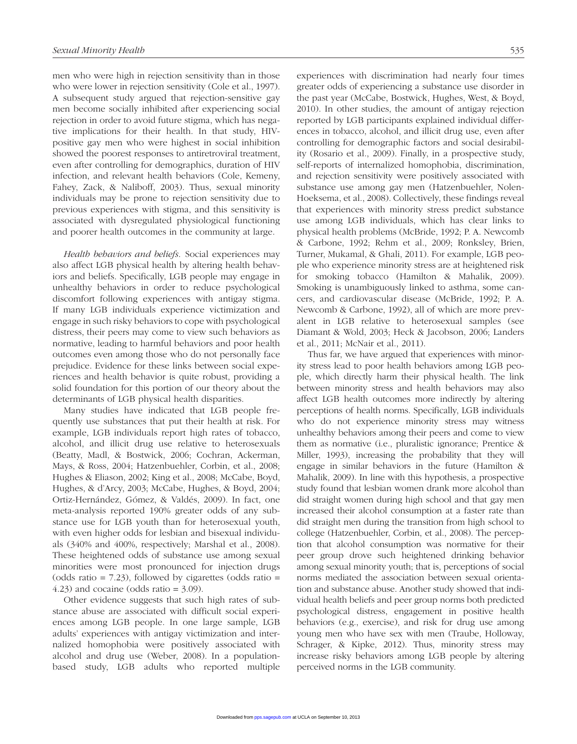men who were high in rejection sensitivity than in those who were lower in rejection sensitivity (Cole et al., 1997). A subsequent study argued that rejection-sensitive gay men become socially inhibited after experiencing social rejection in order to avoid future stigma, which has negative implications for their health. In that study, HIV-positive gay men who were highest in social inhibition showed the poorest responses to antiretroviral treatment, even after controlling for demographics, duration of HIV infection, and relevant health behaviors (Cole, Kemeny, Fahey, Zack, & Naliboff, 2003). Thus, sexual minority individuals may be prone to rejection sensitivity due to previous experiences with stigma, and this sensitivity is associated with dysregulated physiological functioning and poorer health outcomes in the community at large.

*Health behaviors and beliefs.* Social experiences may also affect LGB physical health by altering health behaviors and beliefs. Specifically, LGB people may engage in unhealthy behaviors in order to reduce psychological discomfort following experiences with antigay stigma. If many LGB individuals experience victimization and engage in such risky behaviors to cope with psychological distress, their peers may come to view such behaviors as normative, leading to harmful behaviors and poor health outcomes even among those who do not personally face prejudice. Evidence for these links between social experiences and health behavior is quite robust, providing a solid foundation for this portion of our theory about the determinants of LGB physical health disparities.

Many studies have indicated that LGB people frequently use substances that put their health at risk. For example, LGB individuals report high rates of tobacco, alcohol, and illicit drug use relative to heterosexuals (Beatty, Madl, & Bostwick, 2006; Cochran, Ackerman, Mays, & Ross, 2004; Hatzenbuehler, Corbin, et al., 2008; Hughes & Eliason, 2002; King et al., 2008; McCabe, Boyd, Hughes, & d'Arcy, 2003; McCabe, Hughes, & Boyd, 2004; Ortiz-Hernández, Gómez, & Valdés, 2009). In fact, one meta-analysis reported 190% greater odds of any substance use for LGB youth than for heterosexual youth, with even higher odds for lesbian and bisexual individuals (340% and 400%, respectively; Marshal et al., 2008). These heightened odds of substance use among sexual minorities were most pronounced for injection drugs (odds ratio = 7.23), followed by cigarettes (odds ratio = 4.23) and cocaine (odds ratio = 3.09).

Other evidence suggests that such high rates of substance abuse are associated with difficult social experiences among LGB people. In one large sample, LGB adults' experiences with antigay victimization and internalized homophobia were positively associated with alcohol and drug use (Weber, 2008). In a population-based study, LGB adults who reported multiple experiences with discrimination had nearly four times greater odds of experiencing a substance use disorder in the past year (McCabe, Bostwick, Hughes, West, & Boyd, 2010). In other studies, the amount of antigay rejection reported by LGB participants explained individual differences in tobacco, alcohol, and illicit drug use, even after controlling for demographic factors and social desirability (Rosario et al., 2009). Finally, in a prospective study, self-reports of internalized homophobia, discrimination, and rejection sensitivity were positively associated with substance use among gay men (Hatzenbuehler, Nolen-Hoeksema, et al., 2008). Collectively, these findings reveal that experiences with minority stress predict substance use among LGB individuals, which has clear links to physical health problems (McBride, 1992; P. A. Newcomb & Carbone, 1992; Rehm et al., 2009; Ronksley, Brien, Turner, Mukamal, & Ghali, 2011). For example, LGB people who experience minority stress are at heightened risk for smoking tobacco (Hamilton & Mahalik, 2009). Smoking is unambiguously linked to asthma, some cancers, and cardiovascular disease (McBride, 1992; P. A. Newcomb & Carbone, 1992), all of which are more prevalent in LGB relative to heterosexual samples (see Diamant & Wold, 2003; Heck & Jacobson, 2006; Landers et al., 2011; McNair et al., 2011).

Thus far, we have argued that experiences with minority stress lead to poor health behaviors among LGB people, which directly harm their physical health. The link between minority stress and health behaviors may also affect LGB health outcomes more indirectly by altering perceptions of health norms. Specifically, LGB individuals who do not experience minority stress may witness unhealthy behaviors among their peers and come to view them as normative (i.e., pluralistic ignorance; Prentice & Miller, 1993), increasing the probability that they will engage in similar behaviors in the future (Hamilton & Mahalik, 2009). In line with this hypothesis, a prospective study found that lesbian women drank more alcohol than did straight women during high school and that gay men increased their alcohol consumption at a faster rate than did straight men during the transition from high school to college (Hatzenbuehler, Corbin, et al., 2008). The perception that alcohol consumption was normative for their peer group drove such heightened drinking behavior among sexual minority youth; that is, perceptions of social norms mediated the association between sexual orientation and substance abuse. Another study showed that individual health beliefs and peer group norms both predicted psychological distress, engagement in positive health behaviors (e.g., exercise), and risk for drug use among young men who have sex with men (Traube, Holloway, Schrager, & Kipke, 2012). Thus, minority stress may increase risky behaviors among LGB people by altering perceived norms in the LGB community.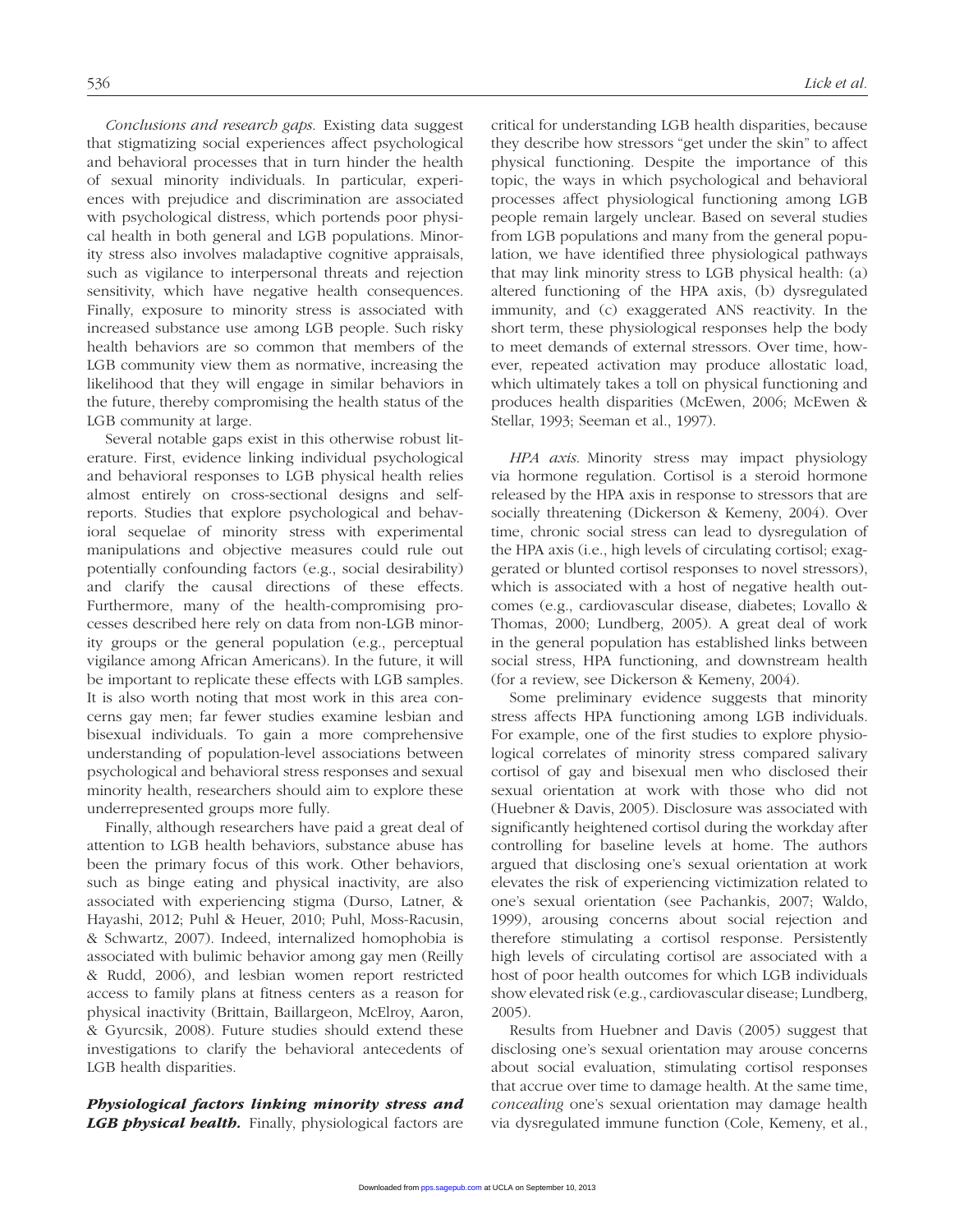*Conclusions and research gaps.* Existing data suggest that stigmatizing social experiences affect psychological and behavioral processes that in turn hinder the health of sexual minority individuals. In particular, experiences with prejudice and discrimination are associated with psychological distress, which portends poor physical health in both general and LGB populations. Minority stress also involves maladaptive cognitive appraisals, such as vigilance to interpersonal threats and rejection sensitivity, which have negative health consequences. Finally, exposure to minority stress is associated with increased substance use among LGB people. Such risky health behaviors are so common that members of the LGB community view them as normative, increasing the likelihood that they will engage in similar behaviors in the future, thereby compromising the health status of the LGB community at large.

Several notable gaps exist in this otherwise robust literature. First, evidence linking individual psychological and behavioral responses to LGB physical health relies almost entirely on cross-sectional designs and self-reports. Studies that explore psychological and behavioral sequelae of minority stress with experimental manipulations and objective measures could rule out potentially confounding factors (e.g., social desirability) and clarify the causal directions of these effects. Furthermore, many of the health-compromising processes described here rely on data from non-LGB minority groups or the general population (e.g., perceptual vigilance among African Americans). In the future, it will be important to replicate these effects with LGB samples. It is also worth noting that most work in this area concerns gay men; far fewer studies examine lesbian and bisexual individuals. To gain a more comprehensive understanding of population-level associations between psychological and behavioral stress responses and sexual minority health, researchers should aim to explore these underrepresented groups more fully.

Finally, although researchers have paid a great deal of attention to LGB health behaviors, substance abuse has been the primary focus of this work. Other behaviors, such as binge eating and physical inactivity, are also associated with experiencing stigma (Durso, Latner, & Hayashi, 2012; Puhl & Heuer, 2010; Puhl, Moss-Racusin, & Schwartz, 2007). Indeed, internalized homophobia is associated with bulimic behavior among gay men (Reilly & Rudd, 2006), and lesbian women report restricted access to family plans at fitness centers as a reason for physical inactivity (Brittain, Baillargeon, McElroy, Aaron, & Gyurcsik, 2008). Future studies should extend these investigations to clarify the behavioral antecedents of LGB health disparities.

***Physiological factors linking minority stress and LGB physical health.*** Finally, physiological factors are critical for understanding LGB health disparities, because they describe how stressors "get under the skin" to affect physical functioning. Despite the importance of this topic, the ways in which psychological and behavioral processes affect physiological functioning among LGB people remain largely unclear. Based on several studies from LGB populations and many from the general population, we have identified three physiological pathways that may link minority stress to LGB physical health: (a) altered functioning of the HPA axis, (b) dysregulated immunity, and (c) exaggerated ANS reactivity. In the short term, these physiological responses help the body to meet demands of external stressors. Over time, however, repeated activation may produce allostatic load, which ultimately takes a toll on physical functioning and produces health disparities (McEwen, 2006; McEwen & Stellar, 1993; Seeman et al., 1997).

*HPA axis.* Minority stress may impact physiology via hormone regulation. Cortisol is a steroid hormone released by the HPA axis in response to stressors that are socially threatening (Dickerson & Kemeny, 2004). Over time, chronic social stress can lead to dysregulation of the HPA axis (i.e., high levels of circulating cortisol; exaggerated or blunted cortisol responses to novel stressors), which is associated with a host of negative health outcomes (e.g., cardiovascular disease, diabetes; Lovallo & Thomas, 2000; Lundberg, 2005). A great deal of work in the general population has established links between social stress, HPA functioning, and downstream health (for a review, see Dickerson & Kemeny, 2004).

Some preliminary evidence suggests that minority stress affects HPA functioning among LGB individuals. For example, one of the first studies to explore physiological correlates of minority stress compared salivary cortisol of gay and bisexual men who disclosed their sexual orientation at work with those who did not (Huebner & Davis, 2005). Disclosure was associated with significantly heightened cortisol during the workday after controlling for baseline levels at home. The authors argued that disclosing one's sexual orientation at work elevates the risk of experiencing victimization related to one's sexual orientation (see Pachankis, 2007; Waldo, 1999), arousing concerns about social rejection and therefore stimulating a cortisol response. Persistently high levels of circulating cortisol are associated with a host of poor health outcomes for which LGB individuals show elevated risk (e.g., cardiovascular disease; Lundberg, 2005).

Results from Huebner and Davis (2005) suggest that disclosing one's sexual orientation may arouse concerns about social evaluation, stimulating cortisol responses that accrue over time to damage health. At the same time, *concealing* one's sexual orientation may damage health via dysregulated immune function (Cole, Kemeny, et al.,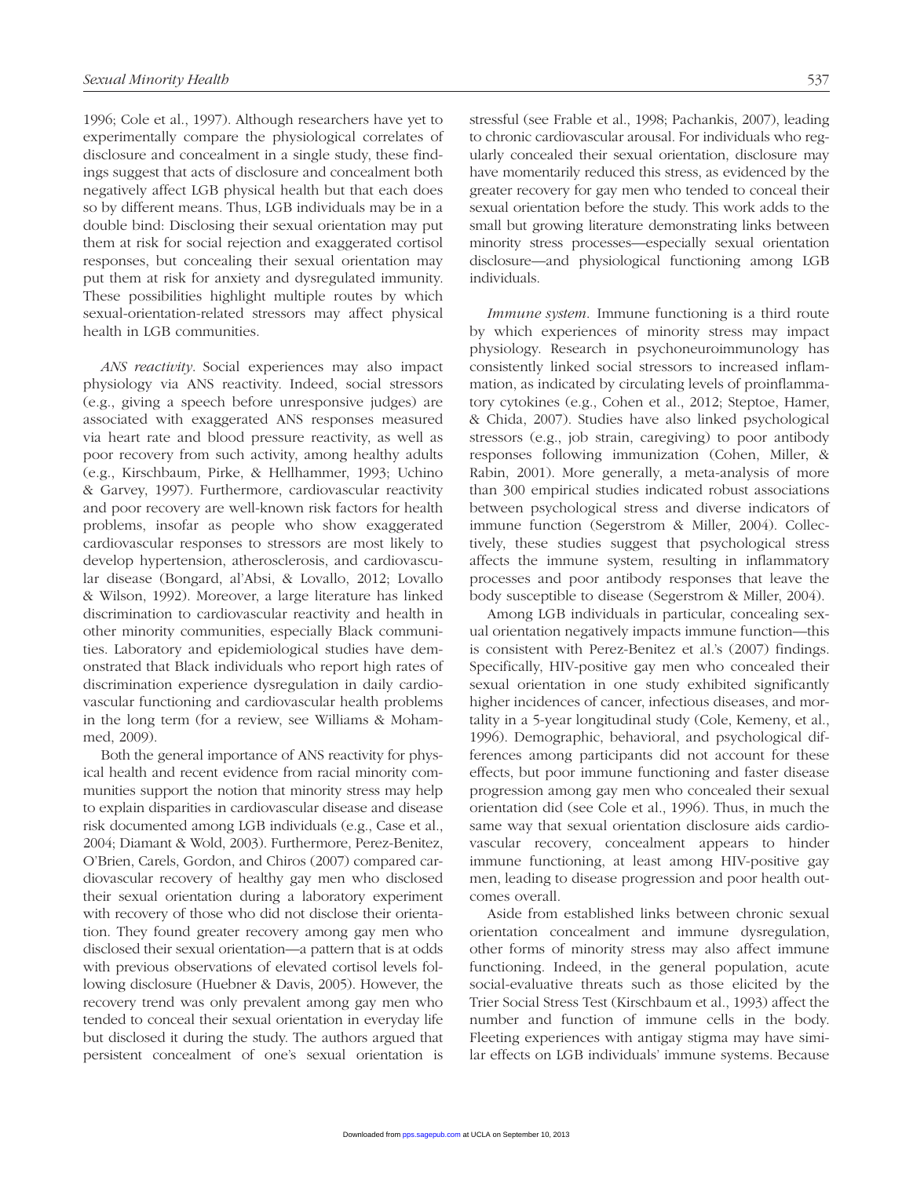1996; Cole et al., 1997). Although researchers have yet to experimentally compare the physiological correlates of disclosure and concealment in a single study, these findings suggest that acts of disclosure and concealment both negatively affect LGB physical health but that each does so by different means. Thus, LGB individuals may be in a double bind: Disclosing their sexual orientation may put them at risk for social rejection and exaggerated cortisol responses, but concealing their sexual orientation may put them at risk for anxiety and dysregulated immunity. These possibilities highlight multiple routes by which sexual-orientation-related stressors may affect physical health in LGB communities.

*ANS reactivity*. Social experiences may also impact physiology via ANS reactivity. Indeed, social stressors (e.g., giving a speech before unresponsive judges) are associated with exaggerated ANS responses measured via heart rate and blood pressure reactivity, as well as poor recovery from such activity, among healthy adults (e.g., Kirschbaum, Pirke, & Hellhammer, 1993; Uchino & Garvey, 1997). Furthermore, cardiovascular reactivity and poor recovery are well-known risk factors for health problems, insofar as people who show exaggerated cardiovascular responses to stressors are most likely to develop hypertension, atherosclerosis, and cardiovascular disease (Bongard, al'Absi, & Lovallo, 2012; Lovallo & Wilson, 1992). Moreover, a large literature has linked discrimination to cardiovascular reactivity and health in other minority communities, especially Black communities. Laboratory and epidemiological studies have demonstrated that Black individuals who report high rates of discrimination experience dysregulation in daily cardiovascular functioning and cardiovascular health problems in the long term (for a review, see Williams & Mohammed, 2009).

Both the general importance of ANS reactivity for physical health and recent evidence from racial minority communities support the notion that minority stress may help to explain disparities in cardiovascular disease and disease risk documented among LGB individuals (e.g., Case et al., 2004; Diamant & Wold, 2003). Furthermore, Perez-Benitez, O'Brien, Carels, Gordon, and Chiros (2007) compared cardiovascular recovery of healthy gay men who disclosed their sexual orientation during a laboratory experiment with recovery of those who did not disclose their orientation. They found greater recovery among gay men who disclosed their sexual orientation—a pattern that is at odds with previous observations of elevated cortisol levels following disclosure (Huebner & Davis, 2005). However, the recovery trend was only prevalent among gay men who tended to conceal their sexual orientation in everyday life but disclosed it during the study. The authors argued that persistent concealment of one's sexual orientation is stressful (see Frable et al., 1998; Pachankis, 2007), leading to chronic cardiovascular arousal. For individuals who regularly concealed their sexual orientation, disclosure may have momentarily reduced this stress, as evidenced by the greater recovery for gay men who tended to conceal their sexual orientation before the study. This work adds to the small but growing literature demonstrating links between minority stress processes—especially sexual orientation disclosure—and physiological functioning among LGB individuals.

*Immune system*. Immune functioning is a third route by which experiences of minority stress may impact physiology. Research in psychoneuroimmunology has consistently linked social stressors to increased inflammation, as indicated by circulating levels of proinflammatory cytokines (e.g., Cohen et al., 2012; Steptoe, Hamer, & Chida, 2007). Studies have also linked psychological stressors (e.g., job strain, caregiving) to poor antibody responses following immunization (Cohen, Miller, & Rabin, 2001). More generally, a meta-analysis of more than 300 empirical studies indicated robust associations between psychological stress and diverse indicators of immune function (Segerstrom & Miller, 2004). Collectively, these studies suggest that psychological stress affects the immune system, resulting in inflammatory processes and poor antibody responses that leave the body susceptible to disease (Segerstrom & Miller, 2004).

Among LGB individuals in particular, concealing sexual orientation negatively impacts immune function—this is consistent with Perez-Benitez et al.'s (2007) findings. Specifically, HIV-positive gay men who concealed their sexual orientation in one study exhibited significantly higher incidences of cancer, infectious diseases, and mortality in a 5-year longitudinal study (Cole, Kemeny, et al., 1996). Demographic, behavioral, and psychological differences among participants did not account for these effects, but poor immune functioning and faster disease progression among gay men who concealed their sexual orientation did (see Cole et al., 1996). Thus, in much the same way that sexual orientation disclosure aids cardiovascular recovery, concealment appears to hinder immune functioning, at least among HIV-positive gay men, leading to disease progression and poor health outcomes overall.

Aside from established links between chronic sexual orientation concealment and immune dysregulation, other forms of minority stress may also affect immune functioning. Indeed, in the general population, acute social-evaluative threats such as those elicited by the Trier Social Stress Test (Kirschbaum et al., 1993) affect the number and function of immune cells in the body. Fleeting experiences with antigay stigma may have similar effects on LGB individuals' immune systems. Because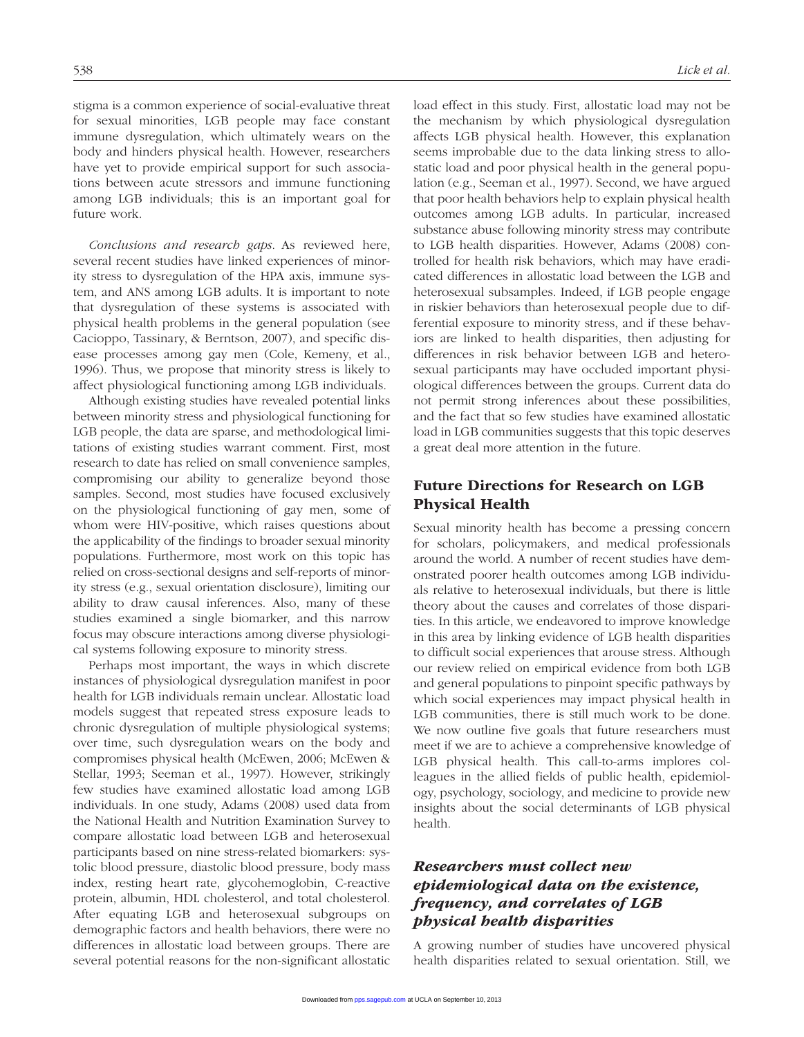stigma is a common experience of social-evaluative threat for sexual minorities, LGB people may face constant immune dysregulation, which ultimately wears on the body and hinders physical health. However, researchers have yet to provide empirical support for such associations between acute stressors and immune functioning among LGB individuals; this is an important goal for future work.

*Conclusions and research gaps*. As reviewed here, several recent studies have linked experiences of minority stress to dysregulation of the HPA axis, immune system, and ANS among LGB adults. It is important to note that dysregulation of these systems is associated with physical health problems in the general population (see Cacioppo, Tassinary, & Berntson, 2007), and specific disease processes among gay men (Cole, Kemeny, et al., 1996). Thus, we propose that minority stress is likely to affect physiological functioning among LGB individuals.

Although existing studies have revealed potential links between minority stress and physiological functioning for LGB people, the data are sparse, and methodological limitations of existing studies warrant comment. First, most research to date has relied on small convenience samples, compromising our ability to generalize beyond those samples. Second, most studies have focused exclusively on the physiological functioning of gay men, some of whom were HIV-positive, which raises questions about the applicability of the findings to broader sexual minority populations. Furthermore, most work on this topic has relied on cross-sectional designs and self-reports of minority stress (e.g., sexual orientation disclosure), limiting our ability to draw causal inferences. Also, many of these studies examined a single biomarker, and this narrow focus may obscure interactions among diverse physiological systems following exposure to minority stress.

Perhaps most important, the ways in which discrete instances of physiological dysregulation manifest in poor health for LGB individuals remain unclear. Allostatic load models suggest that repeated stress exposure leads to chronic dysregulation of multiple physiological systems; over time, such dysregulation wears on the body and compromises physical health (McEwen, 2006; McEwen & Stellar, 1993; Seeman et al., 1997). However, strikingly few studies have examined allostatic load among LGB individuals. In one study, Adams (2008) used data from the National Health and Nutrition Examination Survey to compare allostatic load between LGB and heterosexual participants based on nine stress-related biomarkers: systolic blood pressure, diastolic blood pressure, body mass index, resting heart rate, glycohemoglobin, C-reactive protein, albumin, HDL cholesterol, and total cholesterol. After equating LGB and heterosexual subgroups on demographic factors and health behaviors, there were no differences in allostatic load between groups. There are several potential reasons for the non-significant allostatic load effect in this study. First, allostatic load may not be the mechanism by which physiological dysregulation affects LGB physical health. However, this explanation seems improbable due to the data linking stress to allostatic load and poor physical health in the general population (e.g., Seeman et al., 1997). Second, we have argued that poor health behaviors help to explain physical health outcomes among LGB adults. In particular, increased substance abuse following minority stress may contribute to LGB health disparities. However, Adams (2008) controlled for health risk behaviors, which may have eradicated differences in allostatic load between the LGB and heterosexual subsamples. Indeed, if LGB people engage in riskier behaviors than heterosexual people due to differential exposure to minority stress, and if these behaviors are linked to health disparities, then adjusting for differences in risk behavior between LGB and heterosexual participants may have occluded important physiological differences between the groups. Current data do not permit strong inferences about these possibilities, and the fact that so few studies have examined allostatic load in LGB communities suggests that this topic deserves a great deal more attention in the future.

## Future Directions for Research on LGB Physical Health

Sexual minority health has become a pressing concern for scholars, policymakers, and medical professionals around the world. A number of recent studies have demonstrated poorer health outcomes among LGB individuals relative to heterosexual individuals, but there is little theory about the causes and correlates of those disparities. In this article, we endeavored to improve knowledge in this area by linking evidence of LGB health disparities to difficult social experiences that arouse stress. Although our review relied on empirical evidence from both LGB and general populations to pinpoint specific pathways by which social experiences may impact physical health in LGB communities, there is still much work to be done. We now outline five goals that future researchers must meet if we are to achieve a comprehensive knowledge of LGB physical health. This call-to-arms implores colleagues in the allied fields of public health, epidemiology, psychology, sociology, and medicine to provide new insights about the social determinants of LGB physical health.

### *Researchers must collect new epidemiological data on the existence, frequency, and correlates of LGB physical health disparities*

A growing number of studies have uncovered physical health disparities related to sexual orientation. Still, we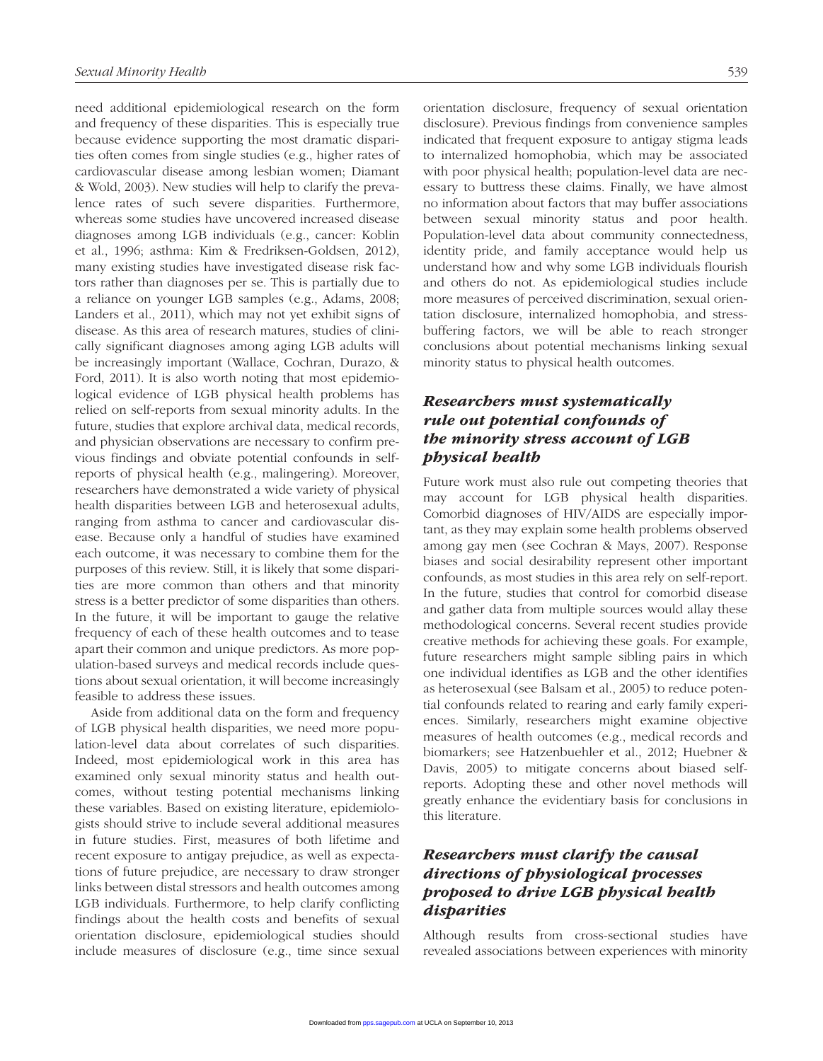need additional epidemiological research on the form and frequency of these disparities. This is especially true because evidence supporting the most dramatic disparities often comes from single studies (e.g., higher rates of cardiovascular disease among lesbian women; Diamant & Wold, 2003). New studies will help to clarify the prevalence rates of such severe disparities. Furthermore, whereas some studies have uncovered increased disease diagnoses among LGB individuals (e.g., cancer: Koblin et al., 1996; asthma: Kim & Fredriksen-Goldsen, 2012), many existing studies have investigated disease risk factors rather than diagnoses per se. This is partially due to a reliance on younger LGB samples (e.g., Adams, 2008; Landers et al., 2011), which may not yet exhibit signs of disease. As this area of research matures, studies of clinically significant diagnoses among aging LGB adults will be increasingly important (Wallace, Cochran, Durazo, & Ford, 2011). It is also worth noting that most epidemiological evidence of LGB physical health problems has relied on self-reports from sexual minority adults. In the future, studies that explore archival data, medical records, and physician observations are necessary to confirm previous findings and obviate potential confounds in self-reports of physical health (e.g., malingering). Moreover, researchers have demonstrated a wide variety of physical health disparities between LGB and heterosexual adults, ranging from asthma to cancer and cardiovascular disease. Because only a handful of studies have examined each outcome, it was necessary to combine them for the purposes of this review. Still, it is likely that some disparities are more common than others and that minority stress is a better predictor of some disparities than others. In the future, it will be important to gauge the relative frequency of each of these health outcomes and to tease apart their common and unique predictors. As more population-based surveys and medical records include questions about sexual orientation, it will become increasingly feasible to address these issues.

Aside from additional data on the form and frequency of LGB physical health disparities, we need more population-level data about correlates of such disparities. Indeed, most epidemiological work in this area has examined only sexual minority status and health outcomes, without testing potential mechanisms linking these variables. Based on existing literature, epidemiologists should strive to include several additional measures in future studies. First, measures of both lifetime and recent exposure to antigay prejudice, as well as expectations of future prejudice, are necessary to draw stronger links between distal stressors and health outcomes among LGB individuals. Furthermore, to help clarify conflicting findings about the health costs and benefits of sexual orientation disclosure, epidemiological studies should include measures of disclosure (e.g., time since sexual orientation disclosure, frequency of sexual orientation disclosure). Previous findings from convenience samples indicated that frequent exposure to antigay stigma leads to internalized homophobia, which may be associated with poor physical health; population-level data are necessary to buttress these claims. Finally, we have almost no information about factors that may buffer associations between sexual minority status and poor health. Population-level data about community connectedness, identity pride, and family acceptance would help us understand how and why some LGB individuals flourish and others do not. As epidemiological studies include more measures of perceived discrimination, sexual orientation disclosure, internalized homophobia, and stress-buffering factors, we will be able to reach stronger conclusions about potential mechanisms linking sexual minority status to physical health outcomes.

### *Researchers must systematically rule out potential confounds of the minority stress account of LGB physical health*

Future work must also rule out competing theories that may account for LGB physical health disparities. Comorbid diagnoses of HIV/AIDS are especially important, as they may explain some health problems observed among gay men (see Cochran & Mays, 2007). Response biases and social desirability represent other important confounds, as most studies in this area rely on self-report. In the future, studies that control for comorbid disease and gather data from multiple sources would allay these methodological concerns. Several recent studies provide creative methods for achieving these goals. For example, future researchers might sample sibling pairs in which one individual identifies as LGB and the other identifies as heterosexual (see Balsam et al., 2005) to reduce potential confounds related to rearing and early family experiences. Similarly, researchers might examine objective measures of health outcomes (e.g., medical records and biomarkers; see Hatzenbuehler et al., 2012; Huebner & Davis, 2005) to mitigate concerns about biased self-reports. Adopting these and other novel methods will greatly enhance the evidentiary basis for conclusions in this literature.

### *Researchers must clarify the causal directions of physiological processes proposed to drive LGB physical health disparities*

Although results from cross-sectional studies have revealed associations between experiences with minority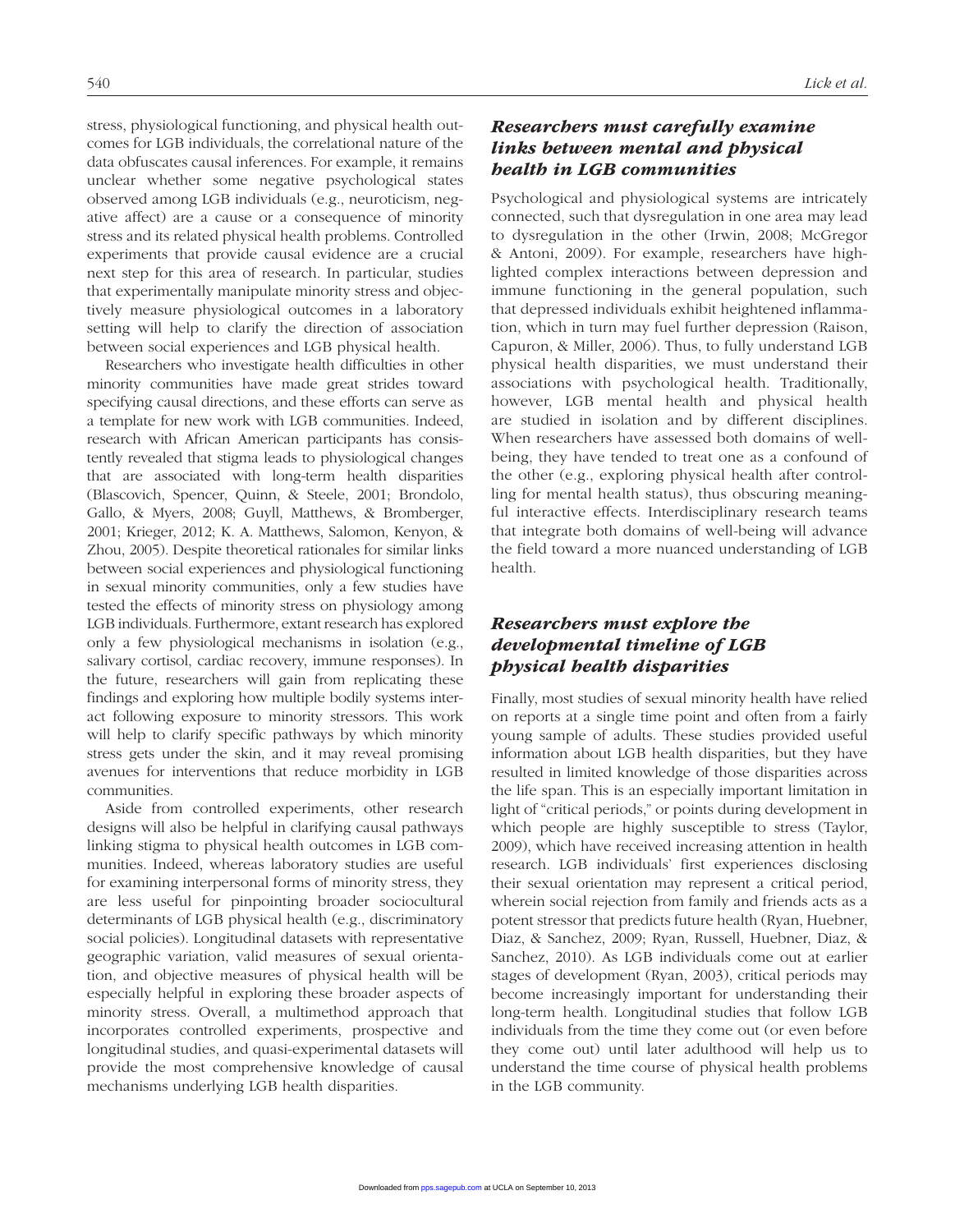stress, physiological functioning, and physical health outcomes for LGB individuals, the correlational nature of the data obfuscates causal inferences. For example, it remains unclear whether some negative psychological states observed among LGB individuals (e.g., neuroticism, negative affect) are a cause or a consequence of minority stress and its related physical health problems. Controlled experiments that provide causal evidence are a crucial next step for this area of research. In particular, studies that experimentally manipulate minority stress and objectively measure physiological outcomes in a laboratory setting will help to clarify the direction of association between social experiences and LGB physical health.

Researchers who investigate health difficulties in other minority communities have made great strides toward specifying causal directions, and these efforts can serve as a template for new work with LGB communities. Indeed, research with African American participants has consistently revealed that stigma leads to physiological changes that are associated with long-term health disparities (Blascovich, Spencer, Quinn, & Steele, 2001; Brondolo, Gallo, & Myers, 2008; Guyll, Matthews, & Bromberger, 2001; Krieger, 2012; K. A. Matthews, Salomon, Kenyon, & Zhou, 2005). Despite theoretical rationales for similar links between social experiences and physiological functioning in sexual minority communities, only a few studies have tested the effects of minority stress on physiology among LGB individuals. Furthermore, extant research has explored only a few physiological mechanisms in isolation (e.g., salivary cortisol, cardiac recovery, immune responses). In the future, researchers will gain from replicating these findings and exploring how multiple bodily systems interact following exposure to minority stressors. This work will help to clarify specific pathways by which minority stress gets under the skin, and it may reveal promising avenues for interventions that reduce morbidity in LGB communities.

Aside from controlled experiments, other research designs will also be helpful in clarifying causal pathways linking stigma to physical health outcomes in LGB communities. Indeed, whereas laboratory studies are useful for examining interpersonal forms of minority stress, they are less useful for pinpointing broader sociocultural determinants of LGB physical health (e.g., discriminatory social policies). Longitudinal datasets with representative geographic variation, valid measures of sexual orientation, and objective measures of physical health will be especially helpful in exploring these broader aspects of minority stress. Overall, a multimethod approach that incorporates controlled experiments, prospective and longitudinal studies, and quasi-experimental datasets will provide the most comprehensive knowledge of causal mechanisms underlying LGB health disparities.

### *Researchers must carefully examine links between mental and physical health in LGB communities*

Psychological and physiological systems are intricately connected, such that dysregulation in one area may lead to dysregulation in the other (Irwin, 2008; McGregor & Antoni, 2009). For example, researchers have highlighted complex interactions between depression and immune functioning in the general population, such that depressed individuals exhibit heightened inflammation, which in turn may fuel further depression (Raison, Capuron, & Miller, 2006). Thus, to fully understand LGB physical health disparities, we must understand their associations with psychological health. Traditionally, however, LGB mental health and physical health are studied in isolation and by different disciplines. When researchers have assessed both domains of well-being, they have tended to treat one as a confound of the other (e.g., exploring physical health after controlling for mental health status), thus obscuring meaningful interactive effects. Interdisciplinary research teams that integrate both domains of well-being will advance the field toward a more nuanced understanding of LGB health.

### *Researchers must explore the developmental timeline of LGB physical health disparities*

Finally, most studies of sexual minority health have relied on reports at a single time point and often from a fairly young sample of adults. These studies provided useful information about LGB health disparities, but they have resulted in limited knowledge of those disparities across the life span. This is an especially important limitation in light of "critical periods," or points during development in which people are highly susceptible to stress (Taylor, 2009), which have received increasing attention in health research. LGB individuals' first experiences disclosing their sexual orientation may represent a critical period, wherein social rejection from family and friends acts as a potent stressor that predicts future health (Ryan, Huebner, Diaz, & Sanchez, 2009; Ryan, Russell, Huebner, Diaz, & Sanchez, 2010). As LGB individuals come out at earlier stages of development (Ryan, 2003), critical periods may become increasingly important for understanding their long-term health. Longitudinal studies that follow LGB individuals from the time they come out (or even before they come out) until later adulthood will help us to understand the time course of physical health problems in the LGB community.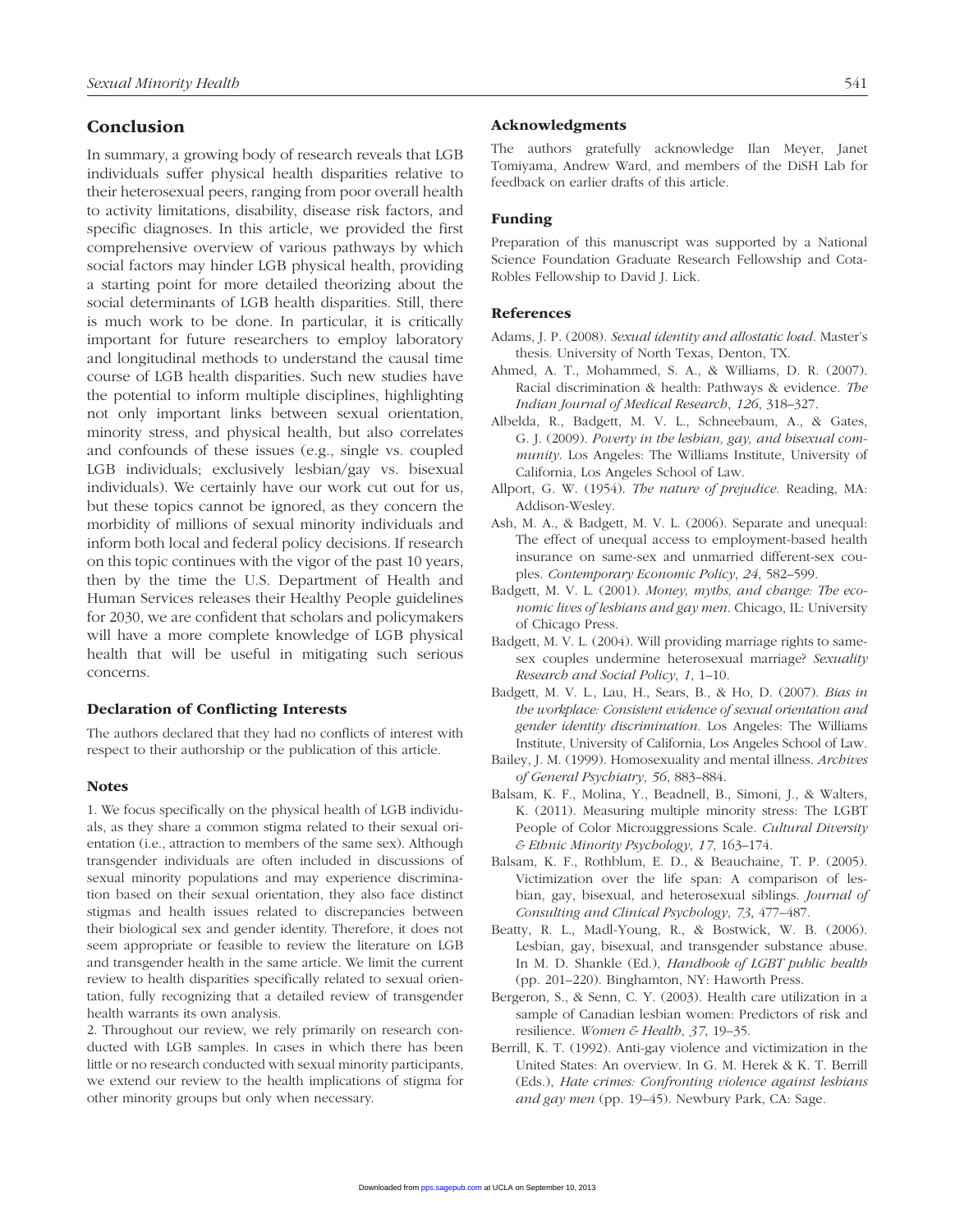## Conclusion

In summary, a growing body of research reveals that LGB individuals suffer physical health disparities relative to their heterosexual peers, ranging from poor overall health to activity limitations, disability, disease risk factors, and specific diagnoses. In this article, we provided the first comprehensive overview of various pathways by which social factors may hinder LGB physical health, providing a starting point for more detailed theorizing about the social determinants of LGB health disparities. Still, there is much work to be done. In particular, it is critically important for future researchers to employ laboratory and longitudinal methods to understand the causal time course of LGB health disparities. Such new studies have the potential to inform multiple disciplines, highlighting not only important links between sexual orientation, minority stress, and physical health, but also correlates and confounds of these issues (e.g., single vs. coupled LGB individuals; exclusively lesbian/gay vs. bisexual individuals). We certainly have our work cut out for us, but these topics cannot be ignored, as they concern the morbidity of millions of sexual minority individuals and inform both local and federal policy decisions. If research on this topic continues with the vigor of the past 10 years, then by the time the U.S. Department of Health and Human Services releases their Healthy People guidelines for 2030, we are confident that scholars and policymakers will have a more complete knowledge of LGB physical health that will be useful in mitigating such serious concerns.

### Declaration of Conflicting Interests

The authors declared that they had no conflicts of interest with respect to their authorship or the publication of this article.

### Notes

1. We focus specifically on the physical health of LGB individuals, as they share a common stigma related to their sexual orientation (i.e., attraction to members of the same sex). Although transgender individuals are often included in discussions of sexual minority populations and may experience discrimination based on their sexual orientation, they also face distinct stigmas and health issues related to discrepancies between their biological sex and gender identity. Therefore, it does not seem appropriate or feasible to review the literature on LGB and transgender health in the same article. We limit the current review to health disparities specifically related to sexual orientation, fully recognizing that a detailed review of transgender health warrants its own analysis.

2. Throughout our review, we rely primarily on research conducted with LGB samples. In cases in which there has been little or no research conducted with sexual minority participants, we extend our review to the health implications of stigma for other minority groups but only when necessary.

### Acknowledgments

The authors gratefully acknowledge Ilan Meyer, Janet Tomiyama, Andrew Ward, and members of the DiSH Lab for feedback on earlier drafts of this article.

### Funding

Preparation of this manuscript was supported by a National Science Foundation Graduate Research Fellowship and Cota-Robles Fellowship to David J. Lick.

### References

Adams, J. P. (2008). *Sexual identity and allostatic load*. Master's thesis. University of North Texas, Denton, TX.

Ahmed, A. T., Mohammed, S. A., & Williams, D. R. (2007). Racial discrimination & health: Pathways & evidence. *The Indian Journal of Medical Research*, *126*, 318–327.

Albelda, R., Badgett, M. V. L., Schneebaum, A., & Gates, G. J. (2009). *Poverty in the lesbian, gay, and bisexual community*. Los Angeles: The Williams Institute, University of California, Los Angeles School of Law.

Allport, G. W. (1954). *The nature of prejudice*. Reading, MA: Addison-Wesley.

Ash, M. A., & Badgett, M. V. L. (2006). Separate and unequal: The effect of unequal access to employment-based health insurance on same-sex and unmarried different-sex couples. *Contemporary Economic Policy*, *24*, 582–599.

Badgett, M. V. L. (2001). *Money, myths, and change: The economic lives of lesbians and gay men*. Chicago, IL: University of Chicago Press.

Badgett, M. V. L. (2004). Will providing marriage rights to same-sex couples undermine heterosexual marriage? *Sexuality Research and Social Policy*, *1*, 1–10.

Badgett, M. V. L., Lau, H., Sears, B., & Ho, D. (2007). *Bias in the workplace: Consistent evidence of sexual orientation and gender identity discrimination*. Los Angeles: The Williams Institute, University of California, Los Angeles School of Law.

Bailey, J. M. (1999). Homosexuality and mental illness. *Archives of General Psychiatry*, *56*, 883–884.

Balsam, K. F., Molina, Y., Beadnell, B., Simoni, J., & Walters, K. (2011). Measuring multiple minority stress: The LGBT People of Color Microaggressions Scale. *Cultural Diversity & Ethnic Minority Psychology*, *17*, 163–174.

Balsam, K. F., Rothblum, E. D., & Beauchaine, T. P. (2005). Victimization over the life span: A comparison of lesbian, gay, bisexual, and heterosexual siblings. *Journal of Consulting and Clinical Psychology*, *73*, 477–487.

Beatty, R. L., Madl-Young, R., & Bostwick, W. B. (2006). Lesbian, gay, bisexual, and transgender substance abuse. In M. D. Shankle (Ed.), *Handbook of LGBT public health* (pp. 201–220). Binghamton, NY: Haworth Press.

Bergeron, S., & Senn, C. Y. (2003). Health care utilization in a sample of Canadian lesbian women: Predictors of risk and resilience. *Women & Health*, *37*, 19–35.

Berrill, K. T. (1992). Anti-gay violence and victimization in the United States: An overview. In G. M. Herek & K. T. Berrill (Eds.), *Hate crimes: Confronting violence against lesbians and gay men* (pp. 19–45). Newbury Park, CA: Sage.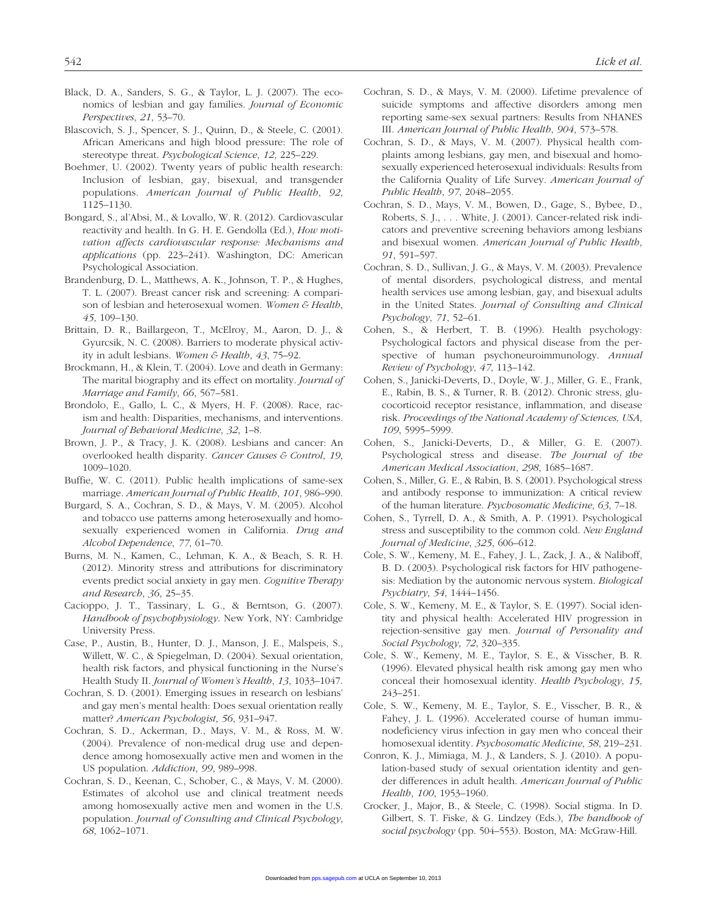Black, D. A., Sanders, S. G., & Taylor, L. J. (2007). The economics of lesbian and gay families. *Journal of Economic Perspectives*, *21*, 53–70.

Blascovich, S. J., Spencer, S. J., Quinn, D., & Steele, C. (2001). African Americans and high blood pressure: The role of stereotype threat. *Psychological Science*, *12*, 225–229.

Boehmer, U. (2002). Twenty years of public health research: Inclusion of lesbian, gay, bisexual, and transgender populations. *American Journal of Public Health*, *92*, 1125–1130.

Bongard, S., al'Absi, M., & Lovallo, W. R. (2012). Cardiovascular reactivity and health. In G. H. E. Gendolla (Ed.), *How motivation affects cardiovascular response: Mechanisms and applications* (pp. 223–241). Washington, DC: American Psychological Association.

Brandenburg, D. L., Matthews, A. K., Johnson, T. P., & Hughes, T. L. (2007). Breast cancer risk and screening: A comparison of lesbian and heterosexual women. *Women & Health*, *45*, 109–130.

Brittain, D. R., Baillargeon, T., McElroy, M., Aaron, D. J., & Gyurcsik, N. C. (2008). Barriers to moderate physical activity in adult lesbians. *Women & Health*, *43*, 75–92.

Brockmann, H., & Klein, T. (2004). Love and death in Germany: The marital biography and its effect on mortality. *Journal of Marriage and Family*, *66*, 567–581.

Brondolo, E., Gallo, L. C., & Myers, H. F. (2008). Race, racism and health: Disparities, mechanisms, and interventions. *Journal of Behavioral Medicine*, *32*, 1–8.

Brown, J. P., & Tracy, J. K. (2008). Lesbians and cancer: An overlooked health disparity. *Cancer Causes & Control*, *19*, 1009–1020.

Buffie, W. C. (2011). Public health implications of same-sex marriage. *American Journal of Public Health*, *101*, 986–990.

Burgard, S. A., Cochran, S. D., & Mays, V. M. (2005). Alcohol and tobacco use patterns among heterosexually and homosexually experienced women in California. *Drug and Alcohol Dependence*, *77*, 61–70.

Burns, M. N., Kamen, C., Lehman, K. A., & Beach, S. R. H. (2012). Minority stress and attributions for discriminatory events predict social anxiety in gay men. *Cognitive Therapy and Research*, *36*, 25–35.

Cacioppo, J. T., Tassinary, L. G., & Berntson, G. (2007). *Handbook of psychophysiology*. New York, NY: Cambridge University Press.

Case, P., Austin, B., Hunter, D. J., Manson, J. E., Malspeis, S., Willett, W. C., & Spiegelman, D. (2004). Sexual orientation, health risk factors, and physical functioning in the Nurse's Health Study II. *Journal of Women's Health*, *13*, 1033–1047.

Cochran, S. D. (2001). Emerging issues in research on lesbians' and gay men's mental health: Does sexual orientation really matter? *American Psychologist*, *56*, 931–947.

Cochran, S. D., Ackerman, D., Mays, V. M., & Ross, M. W. (2004). Prevalence of non-medical drug use and dependence among homosexually active men and women in the US population. *Addiction*, *99*, 989–998.

Cochran, S. D., Keenan, C., Schober, C., & Mays, V. M. (2000). Estimates of alcohol use and clinical treatment needs among homosexually active men and women in the U.S. population. *Journal of Consulting and Clinical Psychology*, *68*, 1062–1071.

Cochran, S. D., & Mays, V. M. (2000). Lifetime prevalence of suicide symptoms and affective disorders among men reporting same-sex sexual partners: Results from NHANES III. *American Journal of Public Health*, *904*, 573–578.

Cochran, S. D., & Mays, V. M. (2007). Physical health complaints among lesbians, gay men, and bisexual and homosexually experienced heterosexual individuals: Results from the California Quality of Life Survey. *American Journal of Public Health*, *97*, 2048–2055.

Cochran, S. D., Mays, V. M., Bowen, D., Gage, S., Bybee, D., Roberts, S. J., . . . White, J. (2001). Cancer-related risk indicators and preventive screening behaviors among lesbians and bisexual women. *American Journal of Public Health*, *91*, 591–597.

Cochran, S. D., Sullivan, J. G., & Mays, V. M. (2003). Prevalence of mental disorders, psychological distress, and mental health services use among lesbian, gay, and bisexual adults in the United States. *Journal of Consulting and Clinical Psychology*, *71*, 52–61.

Cohen, S., & Herbert, T. B. (1996). Health psychology: Psychological factors and physical disease from the perspective of human psychoneuroimmunology. *Annual Review of Psychology*, *47*, 113–142.

Cohen, S., Janicki-Deverts, D., Doyle, W. J., Miller, G. E., Frank, E., Rabin, B. S., & Turner, R. B. (2012). Chronic stress, glucocorticoid receptor resistance, inflammation, and disease risk. *Proceedings of the National Academy of Sciences, USA*, *109*, 5995–5999.

Cohen, S., Janicki-Deverts, D., & Miller, G. E. (2007). Psychological stress and disease. *The Journal of the American Medical Association*, *298*, 1685–1687.

Cohen, S., Miller, G. E., & Rabin, B. S. (2001). Psychological stress and antibody response to immunization: A critical review of the human literature. *Psychosomatic Medicine*, *63*, 7–18.

Cohen, S., Tyrrell, D. A., & Smith, A. P. (1991). Psychological stress and susceptibility to the common cold. *New England Journal of Medicine*, *325*, 606–612.

Cole, S. W., Kemeny, M. E., Fahey, J. L., Zack, J. A., & Naliboff, B. D. (2003). Psychological risk factors for HIV pathogenesis: Mediation by the autonomic nervous system. *Biological Psychiatry*, *54*, 1444–1456.

Cole, S. W., Kemeny, M. E., & Taylor, S. E. (1997). Social identity and physical health: Accelerated HIV progression in rejection-sensitive gay men. *Journal of Personality and Social Psychology*, *72*, 320–335.

Cole, S. W., Kemeny, M. E., Taylor, S. E., & Visscher, B. R. (1996). Elevated physical health risk among gay men who conceal their homosexual identity. *Health Psychology*, *15*, 243–251.

Cole, S. W., Kemeny, M. E., Taylor, S. E., Visscher, B. R., & Fahey, J. L. (1996). Accelerated course of human immunodeficiency virus infection in gay men who conceal their homosexual identity. *Psychosomatic Medicine*, *58*, 219–231.

Conron, K. J., Mimiaga, M. J., & Landers, S. J. (2010). A population-based study of sexual orientation identity and gender differences in adult health. *American Journal of Public Health*, *100*, 1953–1960.

Crocker, J., Major, B., & Steele, C. (1998). Social stigma. In D. Gilbert, S. T. Fiske, & G. Lindzey (Eds.), *The handbook of social psychology* (pp. 504–553). Boston, MA: McGraw-Hill.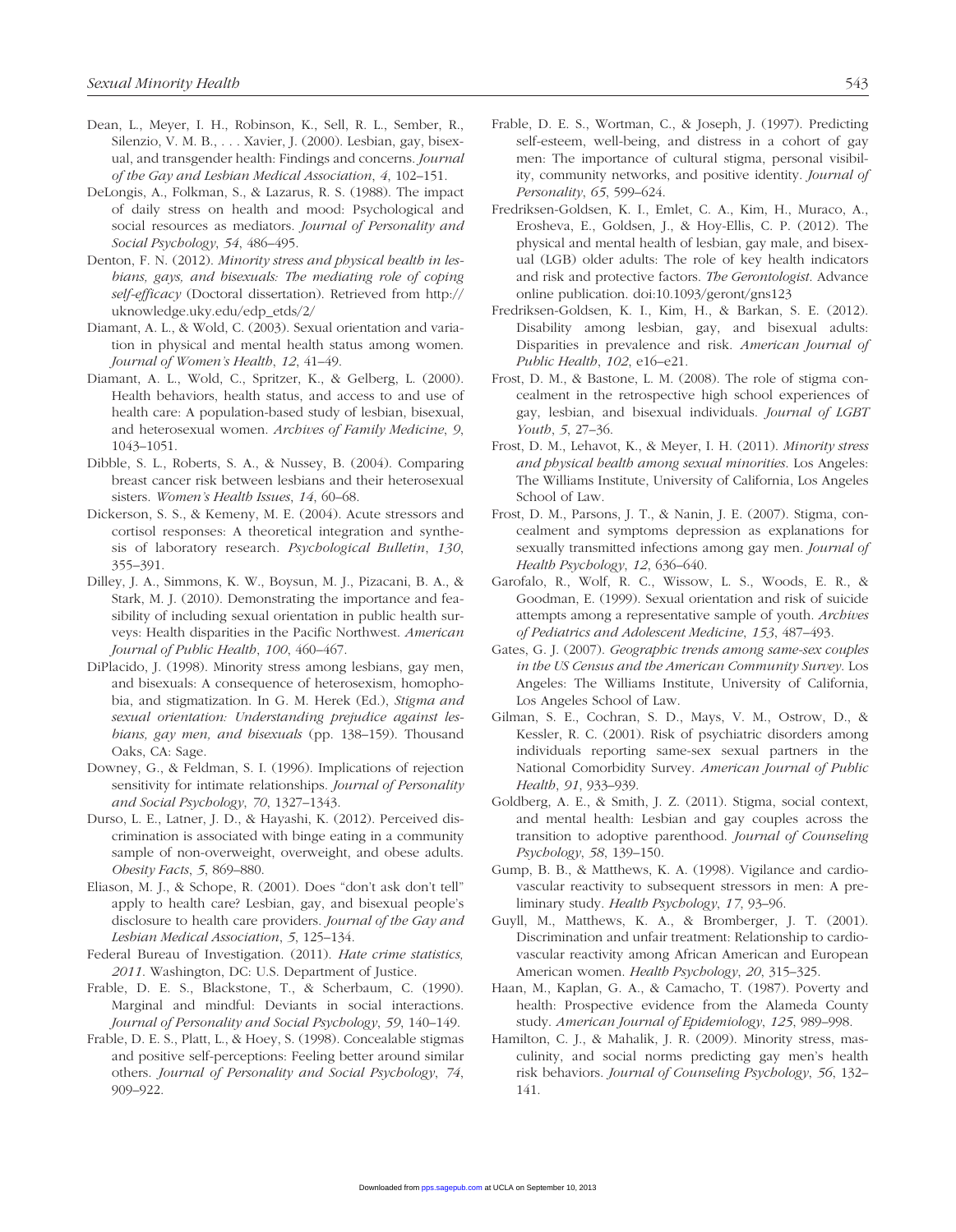Dean, L., Meyer, I. H., Robinson, K., Sell, R. L., Sember, R., Silenzio, V. M. B., . . . Xavier, J. (2000). Lesbian, gay, bisexual, and transgender health: Findings and concerns. *Journal of the Gay and Lesbian Medical Association*, *4*, 102–151.

DeLongis, A., Folkman, S., & Lazarus, R. S. (1988). The impact of daily stress on health and mood: Psychological and social resources as mediators. *Journal of Personality and Social Psychology*, *54*, 486–495.

Denton, F. N. (2012). *Minority stress and physical health in lesbians, gays, and bisexuals: The mediating role of coping self-efficacy* (Doctoral dissertation). Retrieved from http://uknowledge.uky.edu/edp_etds/2/

Diamant, A. L., & Wold, C. (2003). Sexual orientation and variation in physical and mental health status among women. *Journal of Women's Health*, *12*, 41–49.

Diamant, A. L., Wold, C., Spritzer, K., & Gelberg, L. (2000). Health behaviors, health status, and access to and use of health care: A population-based study of lesbian, bisexual, and heterosexual women. *Archives of Family Medicine*, *9*, 1043–1051.

Dibble, S. L., Roberts, S. A., & Nussey, B. (2004). Comparing breast cancer risk between lesbians and their heterosexual sisters. *Women's Health Issues*, *14*, 60–68.

Dickerson, S. S., & Kemeny, M. E. (2004). Acute stressors and cortisol responses: A theoretical integration and synthesis of laboratory research. *Psychological Bulletin*, *130*, 355–391.

Dilley, J. A., Simmons, K. W., Boysun, M. J., Pizacani, B. A., & Stark, M. J. (2010). Demonstrating the importance and feasibility of including sexual orientation in public health surveys: Health disparities in the Pacific Northwest. *American Journal of Public Health*, *100*, 460–467.

DiPlacido, J. (1998). Minority stress among lesbians, gay men, and bisexuals: A consequence of heterosexism, homophobia, and stigmatization. In G. M. Herek (Ed.), *Stigma and sexual orientation: Understanding prejudice against lesbians, gay men, and bisexuals* (pp. 138–159). Thousand Oaks, CA: Sage.

Downey, G., & Feldman, S. I. (1996). Implications of rejection sensitivity for intimate relationships. *Journal of Personality and Social Psychology*, *70*, 1327–1343.

Durso, L. E., Latner, J. D., & Hayashi, K. (2012). Perceived discrimination is associated with binge eating in a community sample of non-overweight, overweight, and obese adults. *Obesity Facts*, *5*, 869–880.

Eliason, M. J., & Schope, R. (2001). Does "don't ask don't tell" apply to health care? Lesbian, gay, and bisexual people's disclosure to health care providers. *Journal of the Gay and Lesbian Medical Association*, *5*, 125–134.

Federal Bureau of Investigation. (2011). *Hate crime statistics, 2011*. Washington, DC: U.S. Department of Justice.

Frable, D. E. S., Blackstone, T., & Scherbaum, C. (1990). Marginal and mindful: Deviants in social interactions. *Journal of Personality and Social Psychology*, *59*, 140–149.

Frable, D. E. S., Platt, L., & Hoey, S. (1998). Concealable stigmas and positive self-perceptions: Feeling better around similar others. *Journal of Personality and Social Psychology*, *74*, 909–922.

Frable, D. E. S., Wortman, C., & Joseph, J. (1997). Predicting self-esteem, well-being, and distress in a cohort of gay men: The importance of cultural stigma, personal visibility, community networks, and positive identity. *Journal of Personality*, *65*, 599–624.

Fredriksen-Goldsen, K. I., Emlet, C. A., Kim, H., Muraco, A., Erosheva, E., Goldsen, J., & Hoy-Ellis, C. P. (2012). The physical and mental health of lesbian, gay male, and bisexual (LGB) older adults: The role of key health indicators and risk and protective factors. *The Gerontologist*. Advance online publication. doi:10.1093/geront/gns123

Fredriksen-Goldsen, K. I., Kim, H., & Barkan, S. E. (2012). Disability among lesbian, gay, and bisexual adults: Disparities in prevalence and risk. *American Journal of Public Health*, *102*, e16–e21.

Frost, D. M., & Bastone, L. M. (2008). The role of stigma concealment in the retrospective high school experiences of gay, lesbian, and bisexual individuals. *Journal of LGBT Youth*, *5*, 27–36.

Frost, D. M., Lehavot, K., & Meyer, I. H. (2011). *Minority stress and physical health among sexual minorities*. Los Angeles: The Williams Institute, University of California, Los Angeles School of Law.

Frost, D. M., Parsons, J. T., & Nanin, J. E. (2007). Stigma, concealment and symptoms depression as explanations for sexually transmitted infections among gay men. *Journal of Health Psychology*, *12*, 636–640.

Garofalo, R., Wolf, R. C., Wissow, L. S., Woods, E. R., & Goodman, E. (1999). Sexual orientation and risk of suicide attempts among a representative sample of youth. *Archives of Pediatrics and Adolescent Medicine*, *153*, 487–493.

Gates, G. J. (2007). *Geographic trends among same-sex couples in the US Census and the American Community Survey*. Los Angeles: The Williams Institute, University of California, Los Angeles School of Law.

Gilman, S. E., Cochran, S. D., Mays, V. M., Ostrow, D., & Kessler, R. C. (2001). Risk of psychiatric disorders among individuals reporting same-sex sexual partners in the National Comorbidity Survey. *American Journal of Public Health*, *91*, 933–939.

Goldberg, A. E., & Smith, J. Z. (2011). Stigma, social context, and mental health: Lesbian and gay couples across the transition to adoptive parenthood. *Journal of Counseling Psychology*, *58*, 139–150.

Gump, B. B., & Matthews, K. A. (1998). Vigilance and cardiovascular reactivity to subsequent stressors in men: A preliminary study. *Health Psychology*, *17*, 93–96.

Guyll, M., Matthews, K. A., & Bromberger, J. T. (2001). Discrimination and unfair treatment: Relationship to cardiovascular reactivity among African American and European American women. *Health Psychology*, *20*, 315–325.

Haan, M., Kaplan, G. A., & Camacho, T. (1987). Poverty and health: Prospective evidence from the Alameda County study. *American Journal of Epidemiology*, *125*, 989–998.

Hamilton, C. J., & Mahalik, J. R. (2009). Minority stress, masculinity, and social norms predicting gay men's health risk behaviors. *Journal of Counseling Psychology*, *56*, 132–141.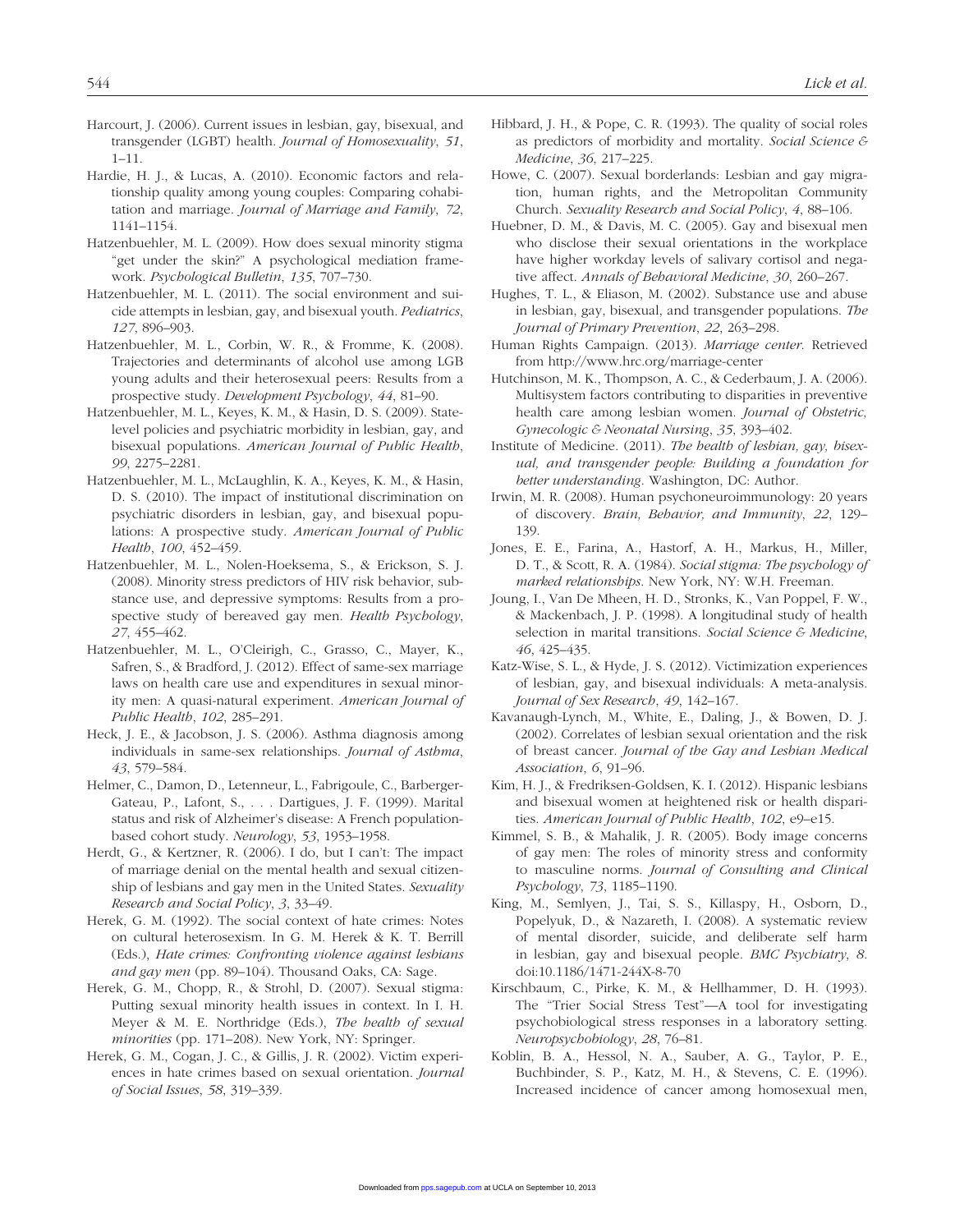Harcourt, J. (2006). Current issues in lesbian, gay, bisexual, and transgender (LGBT) health. *Journal of Homosexuality*, *51*, 1–11.

Hardie, H. J., & Lucas, A. (2010). Economic factors and relationship quality among young couples: Comparing cohabitation and marriage. *Journal of Marriage and Family*, *72*, 1141–1154.

Hatzenbuehler, M. L. (2009). How does sexual minority stigma "get under the skin?" A psychological mediation framework. *Psychological Bulletin*, *135*, 707–730.

Hatzenbuehler, M. L. (2011). The social environment and suicide attempts in lesbian, gay, and bisexual youth. *Pediatrics*, *127*, 896–903.

Hatzenbuehler, M. L., Corbin, W. R., & Fromme, K. (2008). Trajectories and determinants of alcohol use among LGB young adults and their heterosexual peers: Results from a prospective study. *Development Psychology*, *44*, 81–90.

Hatzenbuehler, M. L., Keyes, K. M., & Hasin, D. S. (2009). State-level policies and psychiatric morbidity in lesbian, gay, and bisexual populations. *American Journal of Public Health*, *99*, 2275–2281.

Hatzenbuehler, M. L., McLaughlin, K. A., Keyes, K. M., & Hasin, D. S. (2010). The impact of institutional discrimination on psychiatric disorders in lesbian, gay, and bisexual populations: A prospective study. *American Journal of Public Health*, *100*, 452–459.

Hatzenbuehler, M. L., Nolen-Hoeksema, S., & Erickson, S. J. (2008). Minority stress predictors of HIV risk behavior, substance use, and depressive symptoms: Results from a prospective study of bereaved gay men. *Health Psychology*, *27*, 455–462.

Hatzenbuehler, M. L., O'Cleirigh, C., Grasso, C., Mayer, K., Safren, S., & Bradford, J. (2012). Effect of same-sex marriage laws on health care use and expenditures in sexual minority men: A quasi-natural experiment. *American Journal of Public Health*, *102*, 285–291.

Heck, J. E., & Jacobson, J. S. (2006). Asthma diagnosis among individuals in same-sex relationships. *Journal of Asthma*, *43*, 579–584.

Helmer, C., Damon, D., Letenneur, L., Fabrigoule, C., Barberger-Gateau, P., Lafont, S., . . . Dartigues, J. F. (1999). Marital status and risk of Alzheimer's disease: A French population-based cohort study. *Neurology*, *53*, 1953–1958.

Herdt, G., & Kertzner, R. (2006). I do, but I can't: The impact of marriage denial on the mental health and sexual citizenship of lesbians and gay men in the United States. *Sexuality Research and Social Policy*, *3*, 33–49.

Herek, G. M. (1992). The social context of hate crimes: Notes on cultural heterosexism. In G. M. Herek & K. T. Berrill (Eds.), *Hate crimes: Confronting violence against lesbians and gay men* (pp. 89–104). Thousand Oaks, CA: Sage.

Herek, G. M., Chopp, R., & Strohl, D. (2007). Sexual stigma: Putting sexual minority health issues in context. In I. H. Meyer & M. E. Northridge (Eds.), *The health of sexual minorities* (pp. 171–208). New York, NY: Springer.

Herek, G. M., Cogan, J. C., & Gillis, J. R. (2002). Victim experiences in hate crimes based on sexual orientation. *Journal of Social Issues*, *58*, 319–339.

Hibbard, J. H., & Pope, C. R. (1993). The quality of social roles as predictors of morbidity and mortality. *Social Science & Medicine*, *36*, 217–225.

Howe, C. (2007). Sexual borderlands: Lesbian and gay migration, human rights, and the Metropolitan Community Church. *Sexuality Research and Social Policy*, *4*, 88–106.

Huebner, D. M., & Davis, M. C. (2005). Gay and bisexual men who disclose their sexual orientations in the workplace have higher workday levels of salivary cortisol and negative affect. *Annals of Behavioral Medicine*, *30*, 260–267.

Hughes, T. L., & Eliason, M. (2002). Substance use and abuse in lesbian, gay, bisexual, and transgender populations. *The Journal of Primary Prevention*, *22*, 263–298.

Human Rights Campaign. (2013). *Marriage center*. Retrieved from http://www.hrc.org/marriage-center

Hutchinson, M. K., Thompson, A. C., & Cederbaum, J. A. (2006). Multisystem factors contributing to disparities in preventive health care among lesbian women. *Journal of Obstetric, Gynecologic & Neonatal Nursing*, *35*, 393–402.

Institute of Medicine. (2011). *The health of lesbian, gay, bisexual, and transgender people: Building a foundation for better understanding*. Washington, DC: Author.

Irwin, M. R. (2008). Human psychoneuroimmunology: 20 years of discovery. *Brain, Behavior, and Immunity*, *22*, 129–139.

Jones, E. E., Farina, A., Hastorf, A. H., Markus, H., Miller, D. T., & Scott, R. A. (1984). *Social stigma: The psychology of marked relationships*. New York, NY: W.H. Freeman.

Joung, I., Van De Mheen, H. D., Stronks, K., Van Poppel, F. W., & Mackenbach, J. P. (1998). A longitudinal study of health selection in marital transitions. *Social Science & Medicine*, *46*, 425–435.

Katz-Wise, S. L., & Hyde, J. S. (2012). Victimization experiences of lesbian, gay, and bisexual individuals: A meta-analysis. *Journal of Sex Research*, *49*, 142–167.

Kavanaugh-Lynch, M., White, E., Daling, J., & Bowen, D. J. (2002). Correlates of lesbian sexual orientation and the risk of breast cancer. *Journal of the Gay and Lesbian Medical Association*, *6*, 91–96.

Kim, H. J., & Fredriksen-Goldsen, K. I. (2012). Hispanic lesbians and bisexual women at heightened risk or health disparities. *American Journal of Public Health*, *102*, e9–e15.

Kimmel, S. B., & Mahalik, J. R. (2005). Body image concerns of gay men: The roles of minority stress and conformity to masculine norms. *Journal of Consulting and Clinical Psychology*, *73*, 1185–1190.

King, M., Semlyen, J., Tai, S. S., Killaspy, H., Osborn, D., Popelyuk, D., & Nazareth, I. (2008). A systematic review of mental disorder, suicide, and deliberate self harm in lesbian, gay and bisexual people. *BMC Psychiatry*, *8*. doi:10.1186/1471-244X-8-70

Kirschbaum, C., Pirke, K. M., & Hellhammer, D. H. (1993). The "Trier Social Stress Test"—A tool for investigating psychobiological stress responses in a laboratory setting. *Neuropsychobiology*, *28*, 76–81.

Koblin, B. A., Hessol, N. A., Sauber, A. G., Taylor, P. E., Buchbinder, S. P., Katz, M. H., & Stevens, C. E. (1996). Increased incidence of cancer among homosexual men,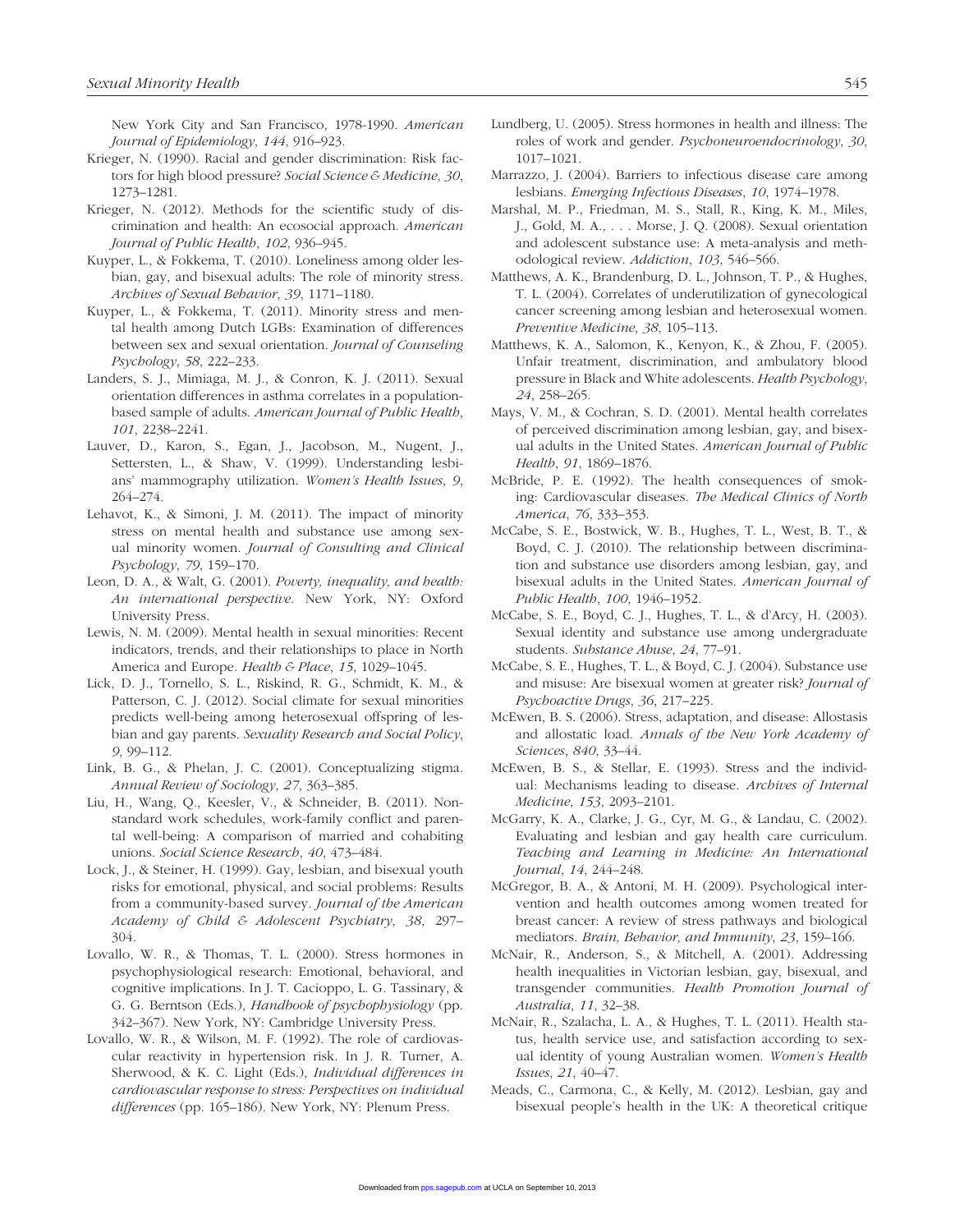New York City and San Francisco, 1978-1990. *American Journal of Epidemiology*, *144*, 916–923.

Krieger, N. (1990). Racial and gender discrimination: Risk factors for high blood pressure? *Social Science & Medicine*, *30*, 1273–1281.

Krieger, N. (2012). Methods for the scientific study of discrimination and health: An ecosocial approach. *American Journal of Public Health*, *102*, 936–945.

Kuyper, L., & Fokkema, T. (2010). Loneliness among older lesbian, gay, and bisexual adults: The role of minority stress. *Archives of Sexual Behavior*, *39*, 1171–1180.

Kuyper, L., & Fokkema, T. (2011). Minority stress and mental health among Dutch LGBs: Examination of differences between sex and sexual orientation. *Journal of Counseling Psychology*, *58*, 222–233.

Landers, S. J., Mimiaga, M. J., & Conron, K. J. (2011). Sexual orientation differences in asthma correlates in a population-based sample of adults. *American Journal of Public Health*, *101*, 2238–2241.

Lauver, D., Karon, S., Egan, J., Jacobson, M., Nugent, J., Settersten, L., & Shaw, V. (1999). Understanding lesbians' mammography utilization. *Women's Health Issues*, *9*, 264–274.

Lehavot, K., & Simoni, J. M. (2011). The impact of minority stress on mental health and substance use among sexual minority women. *Journal of Consulting and Clinical Psychology*, *79*, 159–170.

Leon, D. A., & Walt, G. (2001). *Poverty, inequality, and health: An international perspective*. New York, NY: Oxford University Press.

Lewis, N. M. (2009). Mental health in sexual minorities: Recent indicators, trends, and their relationships to place in North America and Europe. *Health & Place*, *15*, 1029–1045.

Lick, D. J., Tornello, S. L., Riskind, R. G., Schmidt, K. M., & Patterson, C. J. (2012). Social climate for sexual minorities predicts well-being among heterosexual offspring of lesbian and gay parents. *Sexuality Research and Social Policy*, *9*, 99–112.

Link, B. G., & Phelan, J. C. (2001). Conceptualizing stigma. *Annual Review of Sociology*, *27*, 363–385.

Liu, H., Wang, Q., Keesler, V., & Schneider, B. (2011). Nonstandard work schedules, work-family conflict and parental well-being: A comparison of married and cohabiting unions. *Social Science Research*, *40*, 473–484.

Lock, J., & Steiner, H. (1999). Gay, lesbian, and bisexual youth risks for emotional, physical, and social problems: Results from a community-based survey. *Journal of the American Academy of Child & Adolescent Psychiatry*, *38*, 297–304.

Lovallo, W. R., & Thomas, T. L. (2000). Stress hormones in psychophysiological research: Emotional, behavioral, and cognitive implications. In J. T. Cacioppo, L. G. Tassinary, & G. G. Berntson (Eds.), *Handbook of psychophysiology* (pp. 342–367). New York, NY: Cambridge University Press.

Lovallo, W. R., & Wilson, M. F. (1992). The role of cardiovascular reactivity in hypertension risk. In J. R. Turner, A. Sherwood, & K. C. Light (Eds.), *Individual differences in cardiovascular response to stress: Perspectives on individual differences* (pp. 165–186). New York, NY: Plenum Press.

Lundberg, U. (2005). Stress hormones in health and illness: The roles of work and gender. *Psychoneuroendocrinology*, *30*, 1017–1021.

Marrazzo, J. (2004). Barriers to infectious disease care among lesbians. *Emerging Infectious Diseases*, *10*, 1974–1978.

Marshal, M. P., Friedman, M. S., Stall, R., King, K. M., Miles, J., Gold, M. A., . . . Morse, J. Q. (2008). Sexual orientation and adolescent substance use: A meta-analysis and methodological review. *Addiction*, *103*, 546–566.

Matthews, A. K., Brandenburg, D. L., Johnson, T. P., & Hughes, T. L. (2004). Correlates of underutilization of gynecological cancer screening among lesbian and heterosexual women. *Preventive Medicine*, *38*, 105–113.

Matthews, K. A., Salomon, K., Kenyon, K., & Zhou, F. (2005). Unfair treatment, discrimination, and ambulatory blood pressure in Black and White adolescents. *Health Psychology*, *24*, 258–265.

Mays, V. M., & Cochran, S. D. (2001). Mental health correlates of perceived discrimination among lesbian, gay, and bisexual adults in the United States. *American Journal of Public Health*, *91*, 1869–1876.

McBride, P. E. (1992). The health consequences of smoking: Cardiovascular diseases. *The Medical Clinics of North America*, *76*, 333–353.

McCabe, S. E., Bostwick, W. B., Hughes, T. L., West, B. T., & Boyd, C. J. (2010). The relationship between discrimination and substance use disorders among lesbian, gay, and bisexual adults in the United States. *American Journal of Public Health*, *100*, 1946–1952.

McCabe, S. E., Boyd, C. J., Hughes, T. L., & d'Arcy, H. (2003). Sexual identity and substance use among undergraduate students. *Substance Abuse*, *24*, 77–91.

McCabe, S. E., Hughes, T. L., & Boyd, C. J. (2004). Substance use and misuse: Are bisexual women at greater risk? *Journal of Psychoactive Drugs*, *36*, 217–225.

McEwen, B. S. (2006). Stress, adaptation, and disease: Allostasis and allostatic load. *Annals of the New York Academy of Sciences*, *840*, 33–44.

McEwen, B. S., & Stellar, E. (1993). Stress and the individual: Mechanisms leading to disease. *Archives of Internal Medicine*, *153*, 2093–2101.

McGarry, K. A., Clarke, J. G., Cyr, M. G., & Landau, C. (2002). Evaluating and lesbian and gay health care curriculum. *Teaching and Learning in Medicine: An International Journal*, *14*, 244–248.

McGregor, B. A., & Antoni, M. H. (2009). Psychological intervention and health outcomes among women treated for breast cancer: A review of stress pathways and biological mediators. *Brain, Behavior, and Immunity*, *23*, 159–166.

McNair, R., Anderson, S., & Mitchell, A. (2001). Addressing health inequalities in Victorian lesbian, gay, bisexual, and transgender communities. *Health Promotion Journal of Australia*, *11*, 32–38.

McNair, R., Szalacha, L. A., & Hughes, T. L. (2011). Health status, health service use, and satisfaction according to sexual identity of young Australian women. *Women's Health Issues*, *21*, 40–47.

Meads, C., Carmona, C., & Kelly, M. (2012). Lesbian, gay and bisexual people's health in the UK: A theoretical critique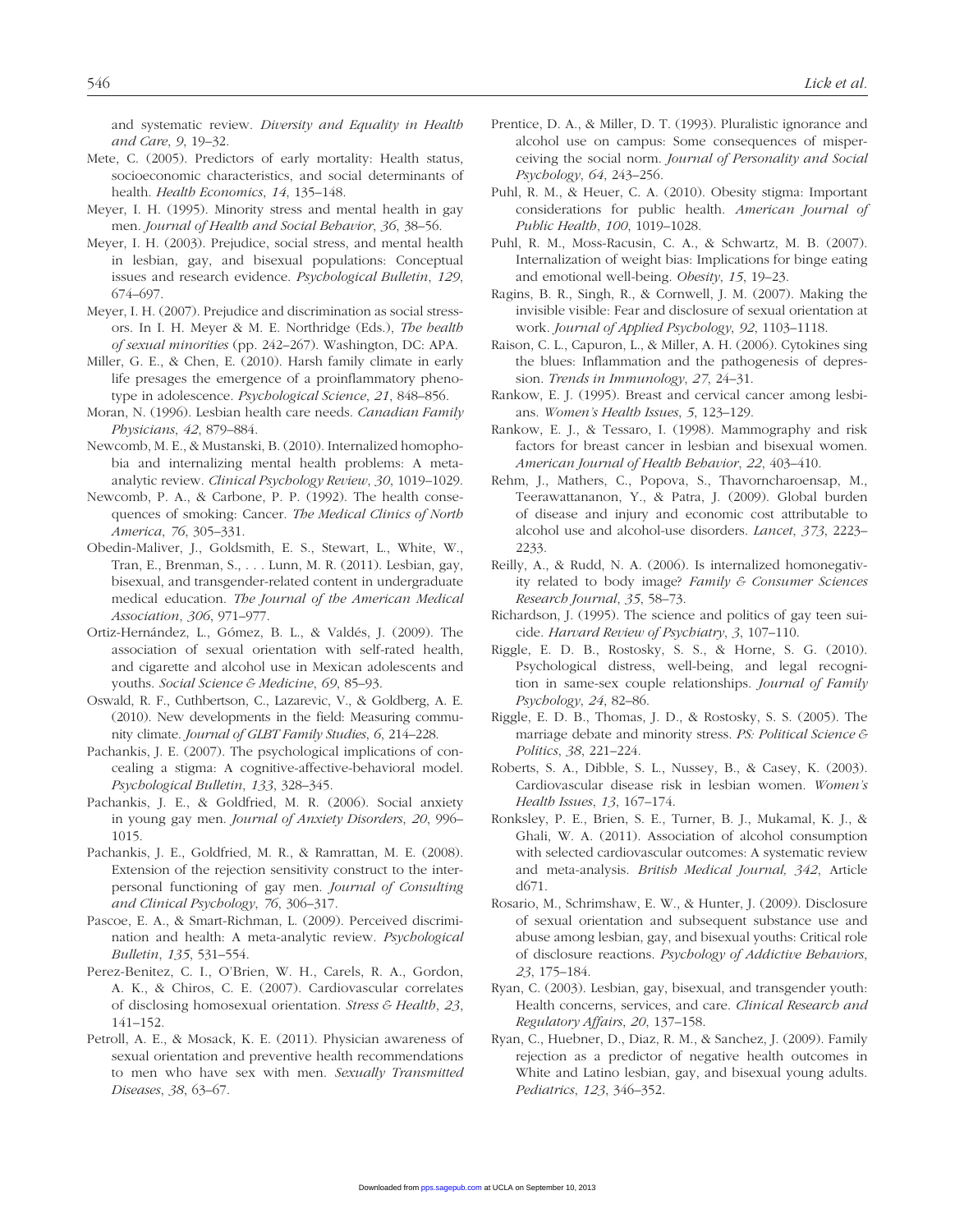and systematic review. *Diversity and Equality in Health and Care*, *9*, 19–32.

Mete, C. (2005). Predictors of early mortality: Health status, socioeconomic characteristics, and social determinants of health. *Health Economics*, *14*, 135–148.

Meyer, I. H. (1995). Minority stress and mental health in gay men. *Journal of Health and Social Behavior*, *36*, 38–56.

Meyer, I. H. (2003). Prejudice, social stress, and mental health in lesbian, gay, and bisexual populations: Conceptual issues and research evidence. *Psychological Bulletin*, *129*, 674–697.

Meyer, I. H. (2007). Prejudice and discrimination as social stressors. In I. H. Meyer & M. E. Northridge (Eds.), *The health of sexual minorities* (pp. 242–267). Washington, DC: APA.

Miller, G. E., & Chen, E. (2010). Harsh family climate in early life presages the emergence of a proinflammatory phenotype in adolescence. *Psychological Science*, *21*, 848–856.

Moran, N. (1996). Lesbian health care needs. *Canadian Family Physicians*, *42*, 879–884.

Newcomb, M. E., & Mustanski, B. (2010). Internalized homophobia and internalizing mental health problems: A meta-analytic review. *Clinical Psychology Review*, *30*, 1019–1029.

Newcomb, P. A., & Carbone, P. P. (1992). The health consequences of smoking: Cancer. *The Medical Clinics of North America*, *76*, 305–331.

Obedin-Maliver, J., Goldsmith, E. S., Stewart, L., White, W., Tran, E., Brenman, S., . . . Lunn, M. R. (2011). Lesbian, gay, bisexual, and transgender-related content in undergraduate medical education. *The Journal of the American Medical Association*, *306*, 971–977.

Ortiz-Hernández, L., Gómez, B. L., & Valdés, J. (2009). The association of sexual orientation with self-rated health, and cigarette and alcohol use in Mexican adolescents and youths. *Social Science & Medicine*, *69*, 85–93.

Oswald, R. F., Cuthbertson, C., Lazarevic, V., & Goldberg, A. E. (2010). New developments in the field: Measuring community climate. *Journal of GLBT Family Studies*, *6*, 214–228.

Pachankis, J. E. (2007). The psychological implications of concealing a stigma: A cognitive-affective-behavioral model. *Psychological Bulletin*, *133*, 328–345.

Pachankis, J. E., & Goldfried, M. R. (2006). Social anxiety in young gay men. *Journal of Anxiety Disorders*, *20*, 996–1015.

Pachankis, J. E., Goldfried, M. R., & Ramrattan, M. E. (2008). Extension of the rejection sensitivity construct to the interpersonal functioning of gay men. *Journal of Consulting and Clinical Psychology*, *76*, 306–317.

Pascoe, E. A., & Smart-Richman, L. (2009). Perceived discrimination and health: A meta-analytic review. *Psychological Bulletin*, *135*, 531–554.

Perez-Benitez, C. I., O'Brien, W. H., Carels, R. A., Gordon, A. K., & Chiros, C. E. (2007). Cardiovascular correlates of disclosing homosexual orientation. *Stress & Health*, *23*, 141–152.

Petroll, A. E., & Mosack, K. E. (2011). Physician awareness of sexual orientation and preventive health recommendations to men who have sex with men. *Sexually Transmitted Diseases*, *38*, 63–67.

Prentice, D. A., & Miller, D. T. (1993). Pluralistic ignorance and alcohol use on campus: Some consequences of misperceiving the social norm. *Journal of Personality and Social Psychology*, *64*, 243–256.

Puhl, R. M., & Heuer, C. A. (2010). Obesity stigma: Important considerations for public health. *American Journal of Public Health*, *100*, 1019–1028.

Puhl, R. M., Moss-Racusin, C. A., & Schwartz, M. B. (2007). Internalization of weight bias: Implications for binge eating and emotional well-being. *Obesity*, *15*, 19–23.

Ragins, B. R., Singh, R., & Cornwell, J. M. (2007). Making the invisible visible: Fear and disclosure of sexual orientation at work. *Journal of Applied Psychology*, *92*, 1103–1118.

Raison, C. L., Capuron, L., & Miller, A. H. (2006). Cytokines sing the blues: Inflammation and the pathogenesis of depression. *Trends in Immunology*, *27*, 24–31.

Rankow, E. J. (1995). Breast and cervical cancer among lesbians. *Women's Health Issues*, *5*, 123–129.

Rankow, E. J., & Tessaro, I. (1998). Mammography and risk factors for breast cancer in lesbian and bisexual women. *American Journal of Health Behavior*, *22*, 403–410.

Rehm, J., Mathers, C., Popova, S., Thavorncharoensap, M., Teerawattananon, Y., & Patra, J. (2009). Global burden of disease and injury and economic cost attributable to alcohol use and alcohol-use disorders. *Lancet*, *373*, 2223–2233.

Reilly, A., & Rudd, N. A. (2006). Is internalized homonegativity related to body image? *Family & Consumer Sciences Research Journal*, *35*, 58–73.

Richardson, J. (1995). The science and politics of gay teen suicide. *Harvard Review of Psychiatry*, *3*, 107–110.

Riggle, E. D. B., Rostosky, S. S., & Horne, S. G. (2010). Psychological distress, well-being, and legal recognition in same-sex couple relationships. *Journal of Family Psychology*, *24*, 82–86.

Riggle, E. D. B., Thomas, J. D., & Rostosky, S. S. (2005). The marriage debate and minority stress. *PS: Political Science & Politics*, *38*, 221–224.

Roberts, S. A., Dibble, S. L., Nussey, B., & Casey, K. (2003). Cardiovascular disease risk in lesbian women. *Women's Health Issues*, *13*, 167–174.

Ronksley, P. E., Brien, S. E., Turner, B. J., Mukamal, K. J., & Ghali, W. A. (2011). Association of alcohol consumption with selected cardiovascular outcomes: A systematic review and meta-analysis. *British Medical Journal, 342*, Article d671.

Rosario, M., Schrimshaw, E. W., & Hunter, J. (2009). Disclosure of sexual orientation and subsequent substance use and abuse among lesbian, gay, and bisexual youths: Critical role of disclosure reactions. *Psychology of Addictive Behaviors*, *23*, 175–184.

Ryan, C. (2003). Lesbian, gay, bisexual, and transgender youth: Health concerns, services, and care. *Clinical Research and Regulatory Affairs*, *20*, 137–158.

Ryan, C., Huebner, D., Diaz, R. M., & Sanchez, J. (2009). Family rejection as a predictor of negative health outcomes in White and Latino lesbian, gay, and bisexual young adults. *Pediatrics*, *123*, 346–352.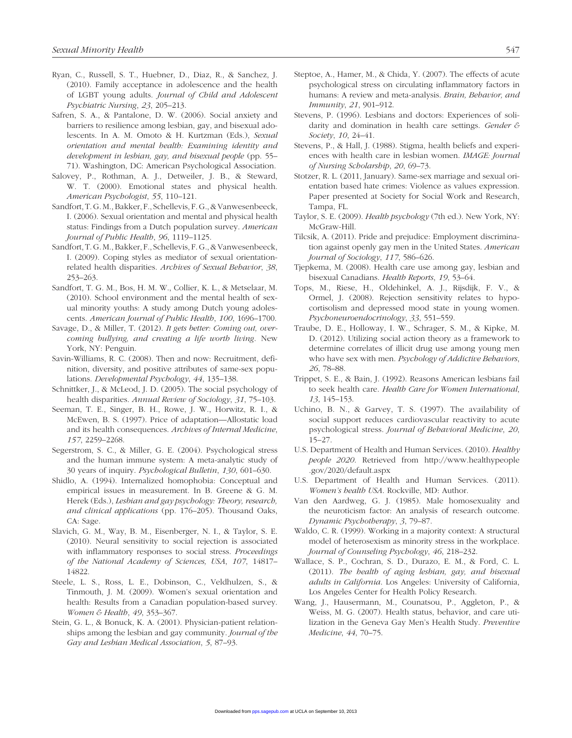Ryan, C., Russell, S. T., Huebner, D., Diaz, R., & Sanchez, J. (2010). Family acceptance in adolescence and the health of LGBT young adults. *Journal of Child and Adolescent Psychiatric Nursing*, *23*, 205–213.

Safren, S. A., & Pantalone, D. W. (2006). Social anxiety and barriers to resilience among lesbian, gay, and bisexual adolescents. In A. M. Omoto & H. Kurtzman (Eds.), *Sexual orientation and mental health: Examining identity and development in lesbian, gay, and bisexual people* (pp. 55–71). Washington, DC: American Psychological Association.

Salovey, P., Rothman, A. J., Detweiler, J. B., & Steward, W. T. (2000). Emotional states and physical health. *American Psychologist*, *55*, 110–121.

Sandfort, T. G. M., Bakker, F., Schellevis, F. G., & Vanwesenbeeck, I. (2006). Sexual orientation and mental and physical health status: Findings from a Dutch population survey. *American Journal of Public Health*, *96*, 1119–1125.

Sandfort, T. G. M., Bakker, F., Schellevis, F. G., & Vanwesenbeeck, I. (2009). Coping styles as mediator of sexual orientation-related health disparities. *Archives of Sexual Behavior*, *38*, 253–263.

Sandfort, T. G. M., Bos, H. M. W., Collier, K. L., & Metselaar, M. (2010). School environment and the mental health of sexual minority youths: A study among Dutch young adolescents. *American Journal of Public Health*, *100*, 1696–1700.

Savage, D., & Miller, T. (2012). *It gets better: Coming out, overcoming bullying, and creating a life worth living*. New York, NY: Penguin.

Savin-Williams, R. C. (2008). Then and now: Recruitment, definition, diversity, and positive attributes of same-sex populations. *Developmental Psychology*, *44*, 135–138.

Schnittker, J., & McLeod, J. D. (2005). The social psychology of health disparities. *Annual Review of Sociology*, *31*, 75–103.

Seeman, T. E., Singer, B. H., Rowe, J. W., Horwitz, R. I., & McEwen, B. S. (1997). Price of adaptation—Allostatic load and its health consequences. *Archives of Internal Medicine*, *157*, 2259–2268.

Segerstrom, S. C., & Miller, G. E. (2004). Psychological stress and the human immune system: A meta-analytic study of 30 years of inquiry. *Psychological Bulletin*, *130*, 601–630.

Shidlo, A. (1994). Internalized homophobia: Conceptual and empirical issues in measurement. In B. Greene & G. M. Herek (Eds.), *Lesbian and gay psychology: Theory, research, and clinical applications* (pp. 176–205). Thousand Oaks, CA: Sage.

Slavich, G. M., Way, B. M., Eisenberger, N. I., & Taylor, S. E. (2010). Neural sensitivity to social rejection is associated with inflammatory responses to social stress. *Proceedings of the National Academy of Sciences, USA*, *107*, 14817–14822.

Steele, L. S., Ross, L. E., Dobinson, C., Veldhulzen, S., & Tinmouth, J. M. (2009). Women's sexual orientation and health: Results from a Canadian population-based survey. *Women & Health*, *49*, 353–367.

Stein, G. L., & Bonuck, K. A. (2001). Physician-patient relationships among the lesbian and gay community. *Journal of the Gay and Lesbian Medical Association*, *5*, 87–93.

Steptoe, A., Hamer, M., & Chida, Y. (2007). The effects of acute psychological stress on circulating inflammatory factors in humans: A review and meta-analysis. *Brain, Behavior, and Immunity*, *21*, 901–912.

Stevens, P. (1996). Lesbians and doctors: Experiences of solidarity and domination in health care settings. *Gender & Society*, *10*, 24–41.

Stevens, P., & Hall, J. (1988). Stigma, health beliefs and experiences with health care in lesbian women. *IMAGE: Journal of Nursing Scholarship*, *20*, 69–73.

Stotzer, R. L. (2011, January). Same-sex marriage and sexual orientation based hate crimes: Violence as values expression. Paper presented at Society for Social Work and Research, Tampa, FL.

Taylor, S. E. (2009). *Health psychology* (7th ed.). New York, NY: McGraw-Hill.

Tilcsik, A. (2011). Pride and prejudice: Employment discrimination against openly gay men in the United States. *American Journal of Sociology*, *117*, 586–626.

Tjepkema, M. (2008). Health care use among gay, lesbian and bisexual Canadians. *Health Reports*, *19*, 53–64.

Tops, M., Riese, H., Oldehinkel, A. J., Rijsdijk, F. V., & Ormel, J. (2008). Rejection sensitivity relates to hypocortisolism and depressed mood state in young women. *Psychoneuroendocrinology*, *33*, 551–559.

Traube, D. E., Holloway, I. W., Schrager, S. M., & Kipke, M. D. (2012). Utilizing social action theory as a framework to determine correlates of illicit drug use among young men who have sex with men. *Psychology of Addictive Behaviors*, *26*, 78–88.

Trippet, S. E., & Bain, J. (1992). Reasons American lesbians fail to seek health care. *Health Care for Women International*, *13*, 145–153.

Uchino, B. N., & Garvey, T. S. (1997). The availability of social support reduces cardiovascular reactivity to acute psychological stress. *Journal of Behavioral Medicine*, *20*, 15–27.

U.S. Department of Health and Human Services. (2010). *Healthy people 2020*. Retrieved from http://www.healthypeople.gov/2020/default.aspx

U.S. Department of Health and Human Services. (2011). *Women's health USA*. Rockville, MD: Author.

Van den Aardweg, G. J. (1985). Male homosexuality and the neuroticism factor: An analysis of research outcome. *Dynamic Psychotherapy*, *3*, 79–87.

Waldo, C. R. (1999). Working in a majority context: A structural model of heterosexism as minority stress in the workplace. *Journal of Counseling Psychology*, *46*, 218–232.

Wallace, S. P., Cochran, S. D., Durazo, E. M., & Ford, C. L. (2011). *The health of aging lesbian, gay, and bisexual adults in California*. Los Angeles: University of California, Los Angeles Center for Health Policy Research.

Wang, J., Hausermann, M., Counatsou, P., Aggleton, P., & Weiss, M. G. (2007). Health status, behavior, and care utilization in the Geneva Gay Men's Health Study. *Preventive Medicine*, *44*, 70–75.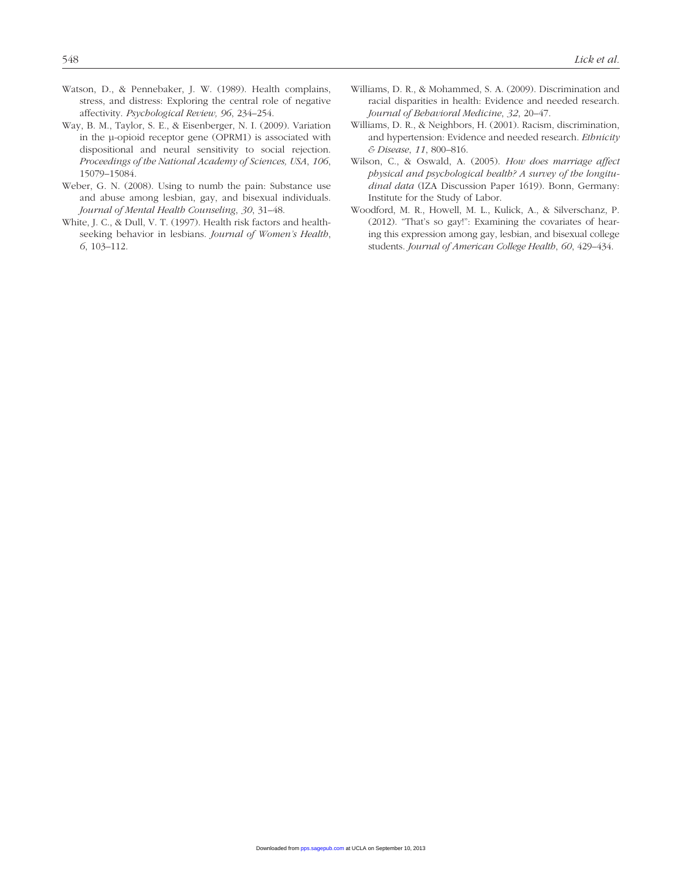Watson, D., & Pennebaker, J. W. (1989). Health complains, stress, and distress: Exploring the central role of negative affectivity. *Psychological Review, 96*, 234–254.

Way, B. M., Taylor, S. E., & Eisenberger, N. I. (2009). Variation in the µ-opioid receptor gene (OPRM1) is associated with dispositional and neural sensitivity to social rejection. *Proceedings of the National Academy of Sciences, USA*, *106*, 15079–15084.

Weber, G. N. (2008). Using to numb the pain: Substance use and abuse among lesbian, gay, and bisexual individuals. *Journal of Mental Health Counseling*, *30*, 31–48.

White, J. C., & Dull, V. T. (1997). Health risk factors and health-seeking behavior in lesbians. *Journal of Women's Health*, *6*, 103–112.

Williams, D. R., & Mohammed, S. A. (2009). Discrimination and racial disparities in health: Evidence and needed research. *Journal of Behavioral Medicine*, *32*, 20–47.

Williams, D. R., & Neighbors, H. (2001). Racism, discrimination, and hypertension: Evidence and needed research. *Ethnicity & Disease*, *11*, 800–816.

Wilson, C., & Oswald, A. (2005). *How does marriage affect physical and psychological health? A survey of the longitudinal data* (IZA Discussion Paper 1619). Bonn, Germany: Institute for the Study of Labor.

Woodford, M. R., Howell, M. L., Kulick, A., & Silverschanz, P. (2012). "That's so gay!": Examining the covariates of hearing this expression among gay, lesbian, and bisexual college students. *Journal of American College Health*, *60*, 429–434.

Downloaded from pps.sagepub.com at UCLA on September 10, 2013